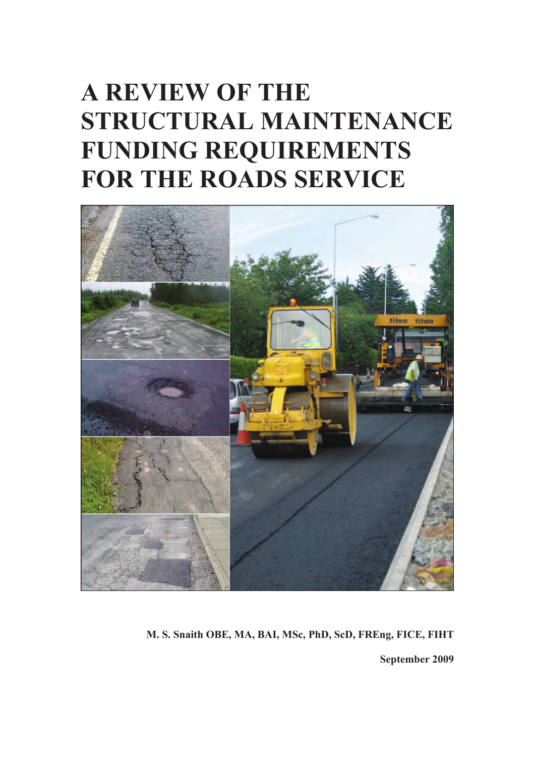# A REVIEW OF THE STRUCTURAL MAINTENANCE FUNDING REQUIREMENTS FOR THE ROADS SERVICE

**M. S. Snaith OBE, MA, BAI, MSc, PhD, ScD, FREng, FICE, FIHT**

**September 2009**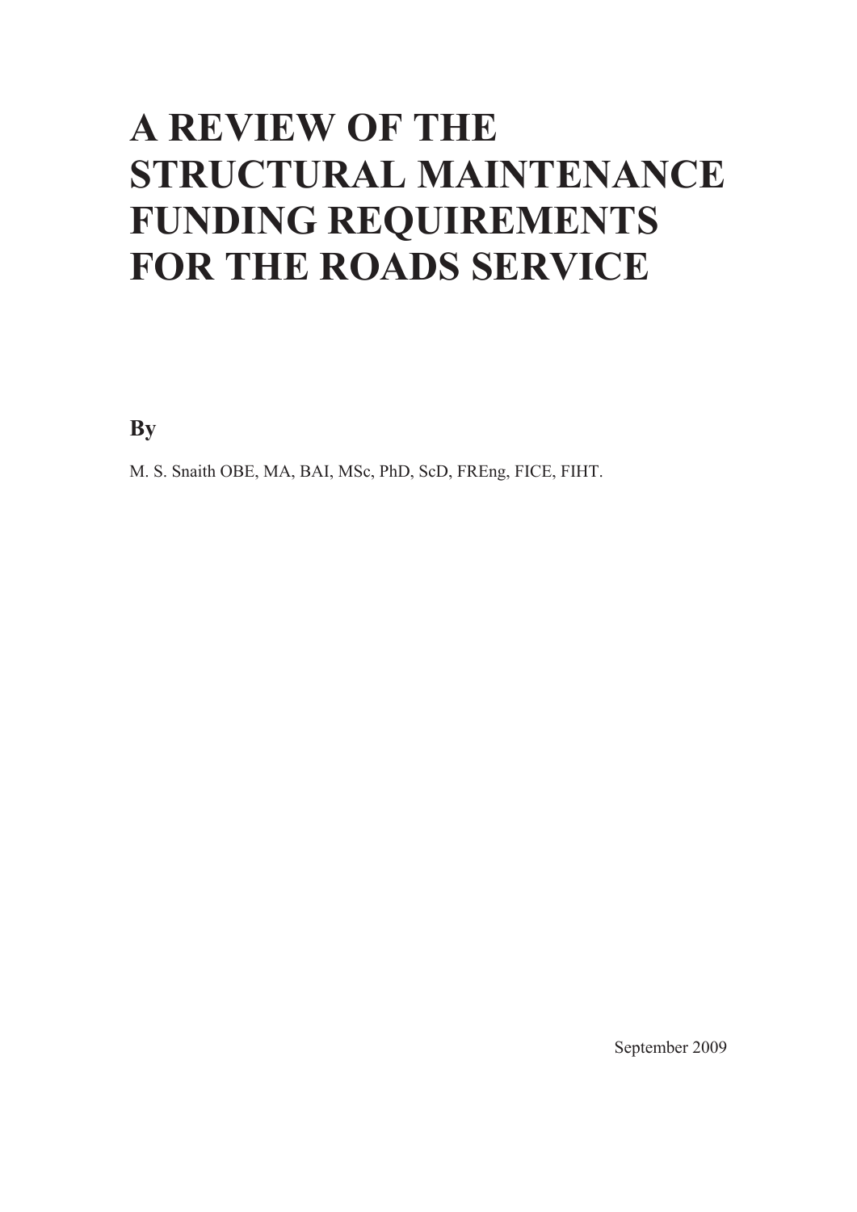# A REVIEW OF THE STRUCTURAL MAINTENANCE FUNDING REQUIREMENTS FOR THE ROADS SERVICE

**By**

M. S. Snaith OBE, MA, BAI, MSc, PhD, ScD, FREng, FICE, FIHT.

September 2009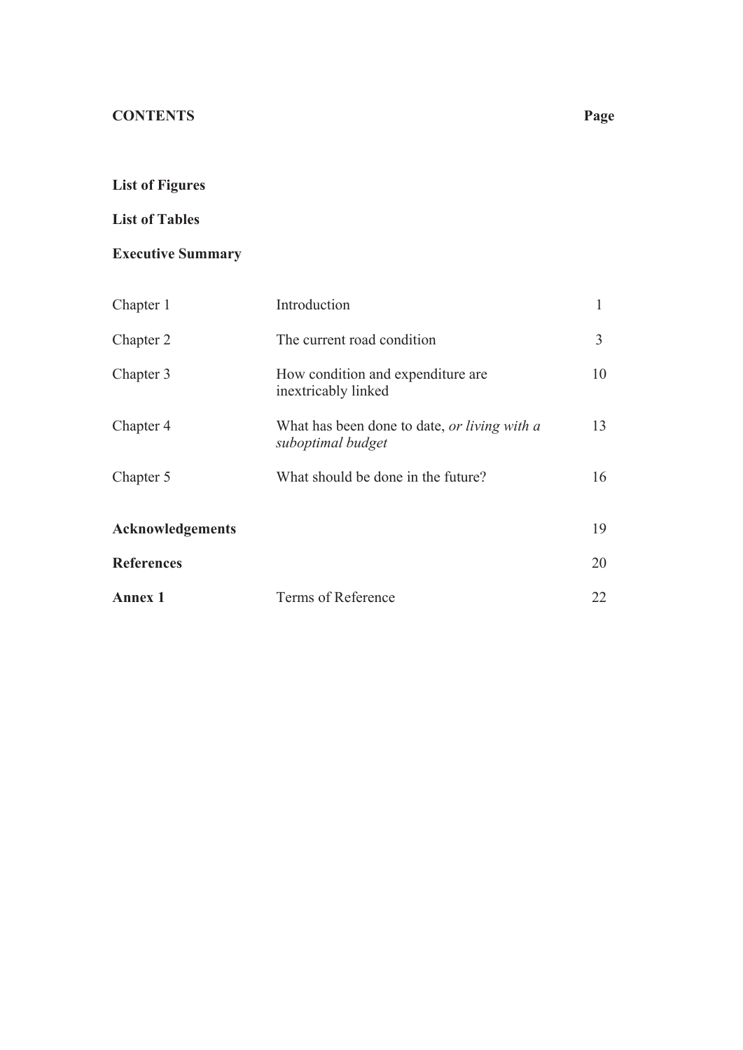## CONTENTS

**List of Figures**

**List of Tables**

**Executive Summary**

| | | Page |
|---|---|---|
| Chapter 1 | Introduction | 1 |
| Chapter 2 | The current road condition | 3 |
| Chapter 3 | How condition and expenditure are inextricably linked | 10 |
| Chapter 4 | What has been done to date, *or living with a suboptimal budget* | 13 |
| Chapter 5 | What should be done in the future? | 16 |
| **Acknowledgements** | | 19 |
| **References** | | 20 |
| **Annex 1** | Terms of Reference | 22 |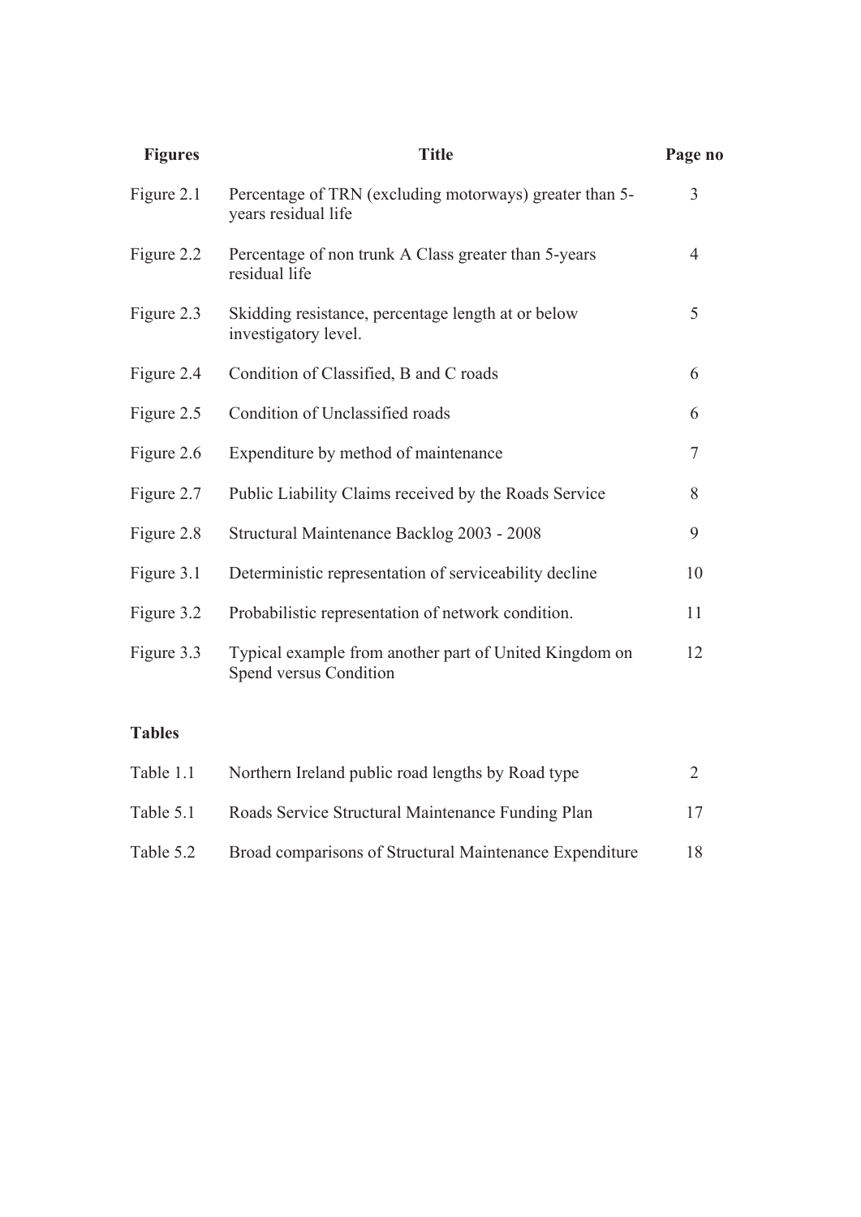| Figures | Title | Page no |
|---|---|---|
| Figure 2.1 | Percentage of TRN (excluding motorways) greater than 5-years residual life | 3 |
| Figure 2.2 | Percentage of non trunk A Class greater than 5-years residual life | 4 |
| Figure 2.3 | Skidding resistance, percentage length at or below investigatory level. | 5 |
| Figure 2.4 | Condition of Classified, B and C roads | 6 |
| Figure 2.5 | Condition of Unclassified roads | 6 |
| Figure 2.6 | Expenditure by method of maintenance | 7 |
| Figure 2.7 | Public Liability Claims received by the Roads Service | 8 |
| Figure 2.8 | Structural Maintenance Backlog 2003 - 2008 | 9 |
| Figure 3.1 | Deterministic representation of serviceability decline | 10 |
| Figure 3.2 | Probabilistic representation of network condition. | 11 |
| Figure 3.3 | Typical example from another part of United Kingdom on Spend versus Condition | 12 |

**Tables**

| | | |
|---|---|---|
| Table 1.1 | Northern Ireland public road lengths by Road type | 2 |
| Table 5.1 | Roads Service Structural Maintenance Funding Plan | 17 |
| Table 5.2 | Broad comparisons of Structural Maintenance Expenditure | 18 |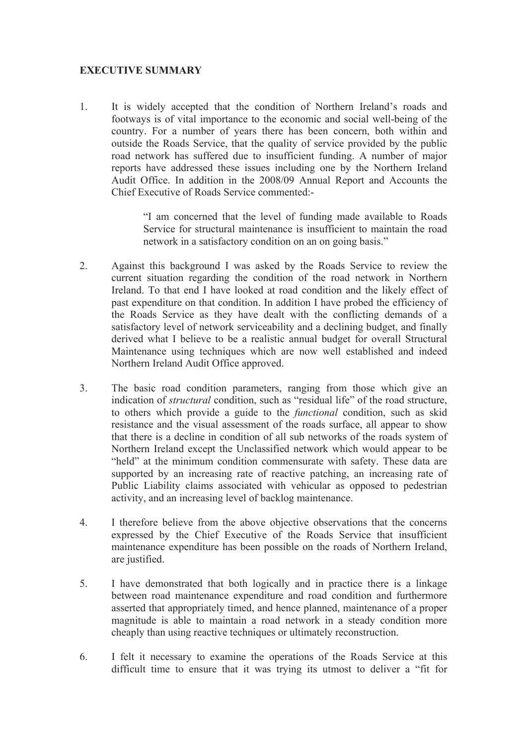**EXECUTIVE SUMMARY**

1. It is widely accepted that the condition of Northern Ireland's roads and footways is of vital importance to the economic and social well-being of the country. For a number of years there has been concern, both within and outside the Roads Service, that the quality of service provided by the public road network has suffered due to insufficient funding. A number of major reports have addressed these issues including one by the Northern Ireland Audit Office. In addition in the 2008/09 Annual Report and Accounts the Chief Executive of Roads Service commented:-

   > "I am concerned that the level of funding made available to Roads Service for structural maintenance is insufficient to maintain the road network in a satisfactory condition on an on going basis."

2. Against this background I was asked by the Roads Service to review the current situation regarding the condition of the road network in Northern Ireland. To that end I have looked at road condition and the likely effect of past expenditure on that condition. In addition I have probed the efficiency of the Roads Service as they have dealt with the conflicting demands of a satisfactory level of network serviceability and a declining budget, and finally derived what I believe to be a realistic annual budget for overall Structural Maintenance using techniques which are now well established and indeed Northern Ireland Audit Office approved.

3. The basic road condition parameters, ranging from those which give an indication of *structural* condition, such as "residual life" of the road structure, to others which provide a guide to the *functional* condition, such as skid resistance and the visual assessment of the roads surface, all appear to show that there is a decline in condition of all sub networks of the roads system of Northern Ireland except the Unclassified network which would appear to be "held" at the minimum condition commensurate with safety. These data are supported by an increasing rate of reactive patching, an increasing rate of Public Liability claims associated with vehicular as opposed to pedestrian activity, and an increasing level of backlog maintenance.

4. I therefore believe from the above objective observations that the concerns expressed by the Chief Executive of the Roads Service that insufficient maintenance expenditure has been possible on the roads of Northern Ireland, are justified.

5. I have demonstrated that both logically and in practice there is a linkage between road maintenance expenditure and road condition and furthermore asserted that appropriately timed, and hence planned, maintenance of a proper magnitude is able to maintain a road network in a steady condition more cheaply than using reactive techniques or ultimately reconstruction.

6. I felt it necessary to examine the operations of the Roads Service at this difficult time to ensure that it was trying its utmost to deliver a "fit for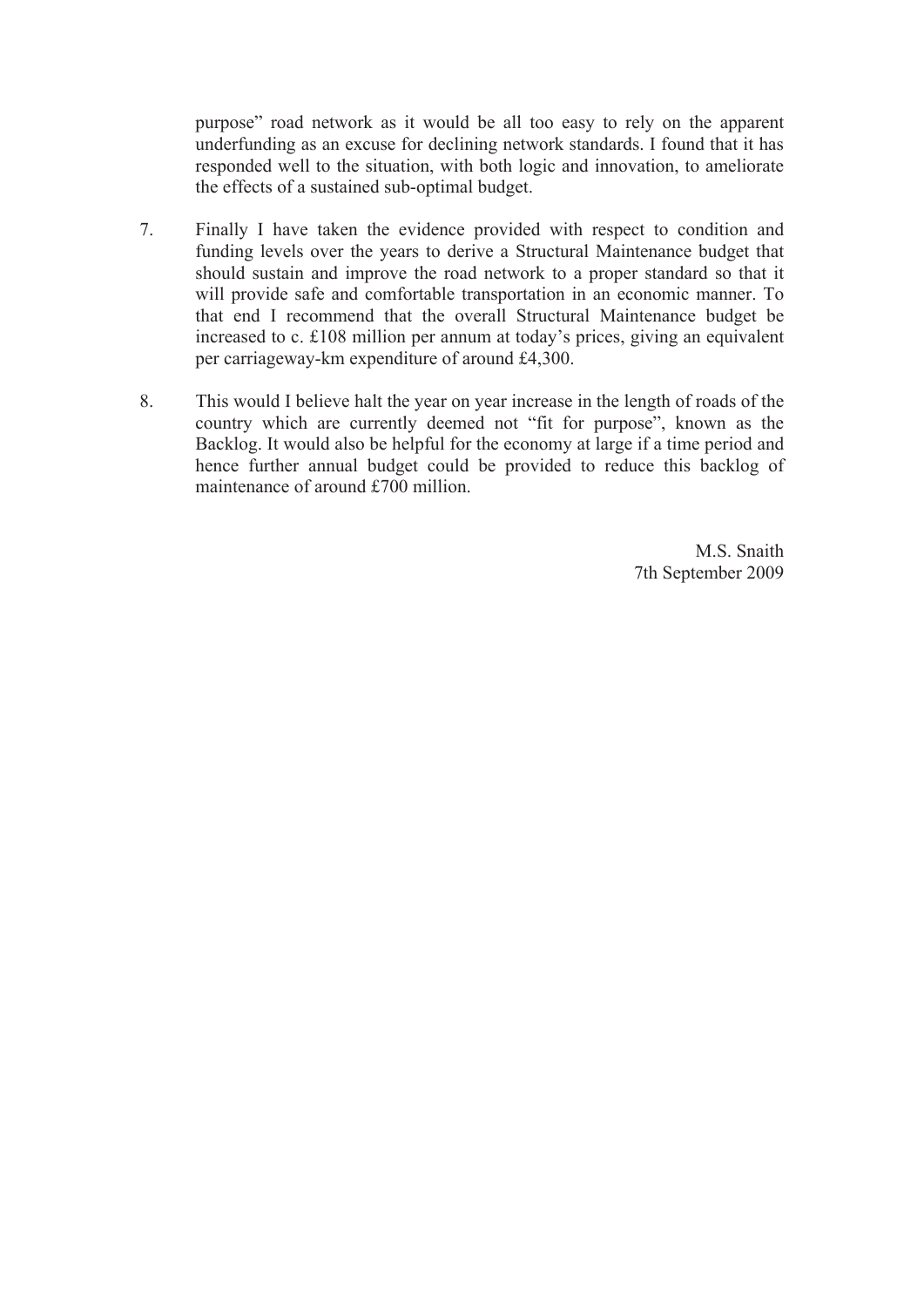purpose" road network as it would be all too easy to rely on the apparent underfunding as an excuse for declining network standards. I found that it has responded well to the situation, with both logic and innovation, to ameliorate the effects of a sustained sub-optimal budget.

7. Finally I have taken the evidence provided with respect to condition and funding levels over the years to derive a Structural Maintenance budget that should sustain and improve the road network to a proper standard so that it will provide safe and comfortable transportation in an economic manner. To that end I recommend that the overall Structural Maintenance budget be increased to c. £108 million per annum at today's prices, giving an equivalent per carriageway-km expenditure of around £4,300.

8. This would I believe halt the year on year increase in the length of roads of the country which are currently deemed not "fit for purpose", known as the Backlog. It would also be helpful for the economy at large if a time period and hence further annual budget could be provided to reduce this backlog of maintenance of around £700 million.

M.S. Snaith
7th September 2009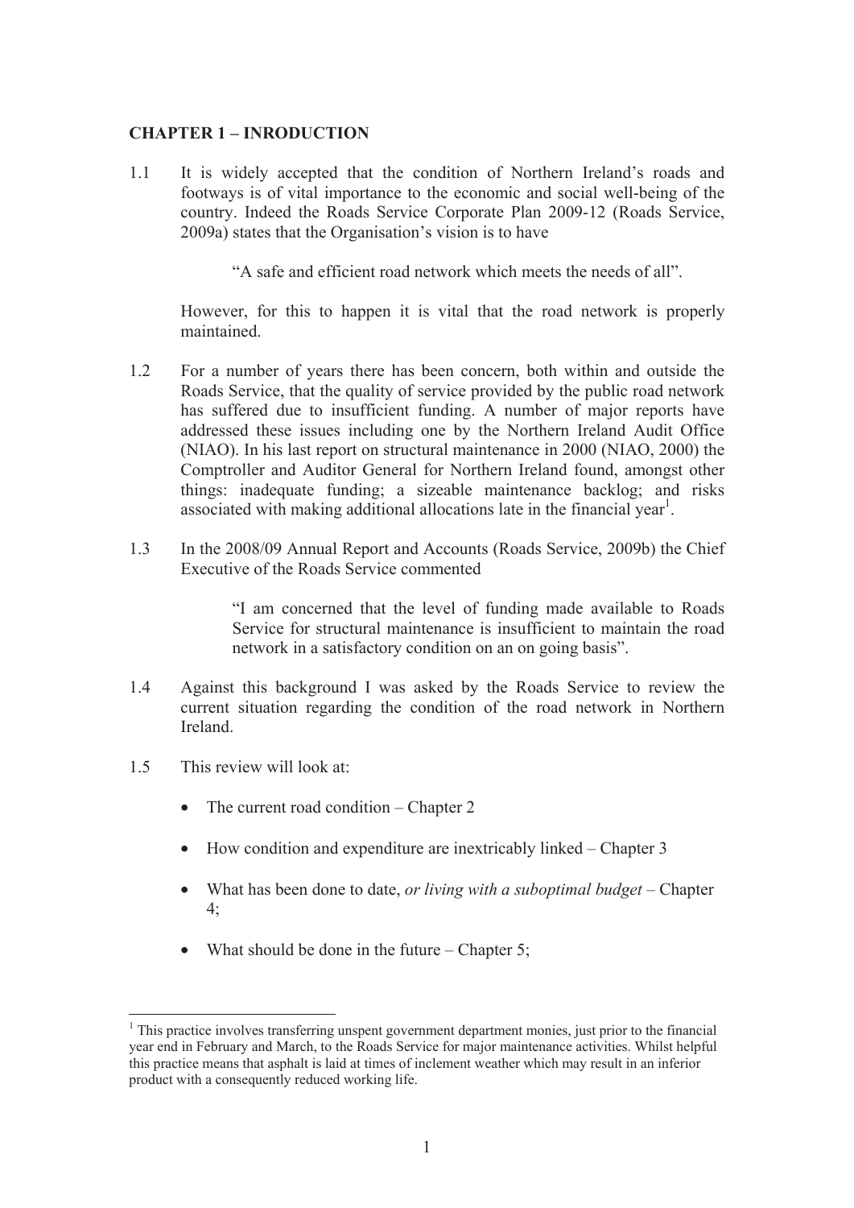## CHAPTER 1 – INRODUCTION

1.1 It is widely accepted that the condition of Northern Ireland's roads and footways is of vital importance to the economic and social well-being of the country. Indeed the Roads Service Corporate Plan 2009-12 (Roads Service, 2009a) states that the Organisation's vision is to have

> "A safe and efficient road network which meets the needs of all".

However, for this to happen it is vital that the road network is properly maintained.

1.2 For a number of years there has been concern, both within and outside the Roads Service, that the quality of service provided by the public road network has suffered due to insufficient funding. A number of major reports have addressed these issues including one by the Northern Ireland Audit Office (NIAO). In his last report on structural maintenance in 2000 (NIAO, 2000) the Comptroller and Auditor General for Northern Ireland found, amongst other things: inadequate funding; a sizeable maintenance backlog; and risks associated with making additional allocations late in the financial year[1].

1.3 In the 2008/09 Annual Report and Accounts (Roads Service, 2009b) the Chief Executive of the Roads Service commented

> "I am concerned that the level of funding made available to Roads Service for structural maintenance is insufficient to maintain the road network in a satisfactory condition on an on going basis".

1.4 Against this background I was asked by the Roads Service to review the current situation regarding the condition of the road network in Northern Ireland.

1.5 This review will look at:

- The current road condition – Chapter 2
- How condition and expenditure are inextricably linked – Chapter 3
- What has been done to date, *or living with a suboptimal budget* – Chapter 4;
- What should be done in the future – Chapter 5;

---

[1] This practice involves transferring unspent government department monies, just prior to the financial year end in February and March, to the Roads Service for major maintenance activities. Whilst helpful this practice means that asphalt is laid at times of inclement weather which may result in an inferior product with a consequently reduced working life.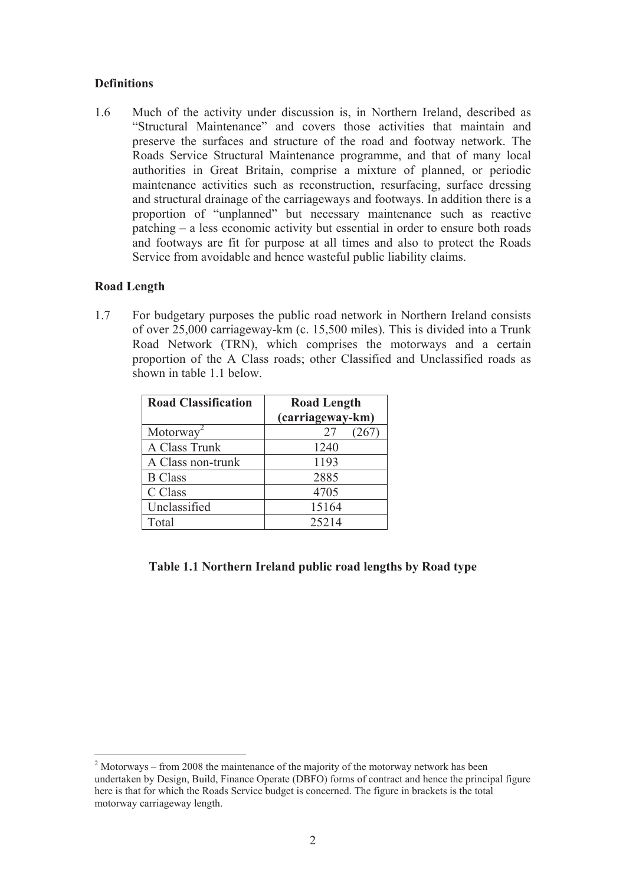**Definitions**

1.6 Much of the activity under discussion is, in Northern Ireland, described as "Structural Maintenance" and covers those activities that maintain and preserve the surfaces and structure of the road and footway network. The Roads Service Structural Maintenance programme, and that of many local authorities in Great Britain, comprise a mixture of planned, or periodic maintenance activities such as reconstruction, resurfacing, surface dressing and structural drainage of the carriageways and footways. In addition there is a proportion of "unplanned" but necessary maintenance such as reactive patching – a less economic activity but essential in order to ensure both roads and footways are fit for purpose at all times and also to protect the Roads Service from avoidable and hence wasteful public liability claims.

**Road Length**

1.7 For budgetary purposes the public road network in Northern Ireland consists of over 25,000 carriageway-km (c. 15,500 miles). This is divided into a Trunk Road Network (TRN), which comprises the motorways and a certain proportion of the A Class roads; other Classified and Unclassified roads as shown in table 1.1 below.

| Road Classification | Road Length (carriageway-km) |
|---|---|
| Motorway[2] | 27 (267) |
| A Class Trunk | 1240 |
| A Class non-trunk | 1193 |
| B Class | 2885 |
| C Class | 4705 |
| Unclassified | 15164 |
| Total | 25214 |

**Table 1.1 Northern Ireland public road lengths by Road type**

[2] Motorways – from 2008 the maintenance of the majority of the motorway network has been undertaken by Design, Build, Finance Operate (DBFO) forms of contract and hence the principal figure here is that for which the Roads Service budget is concerned. The figure in brackets is the total motorway carriageway length.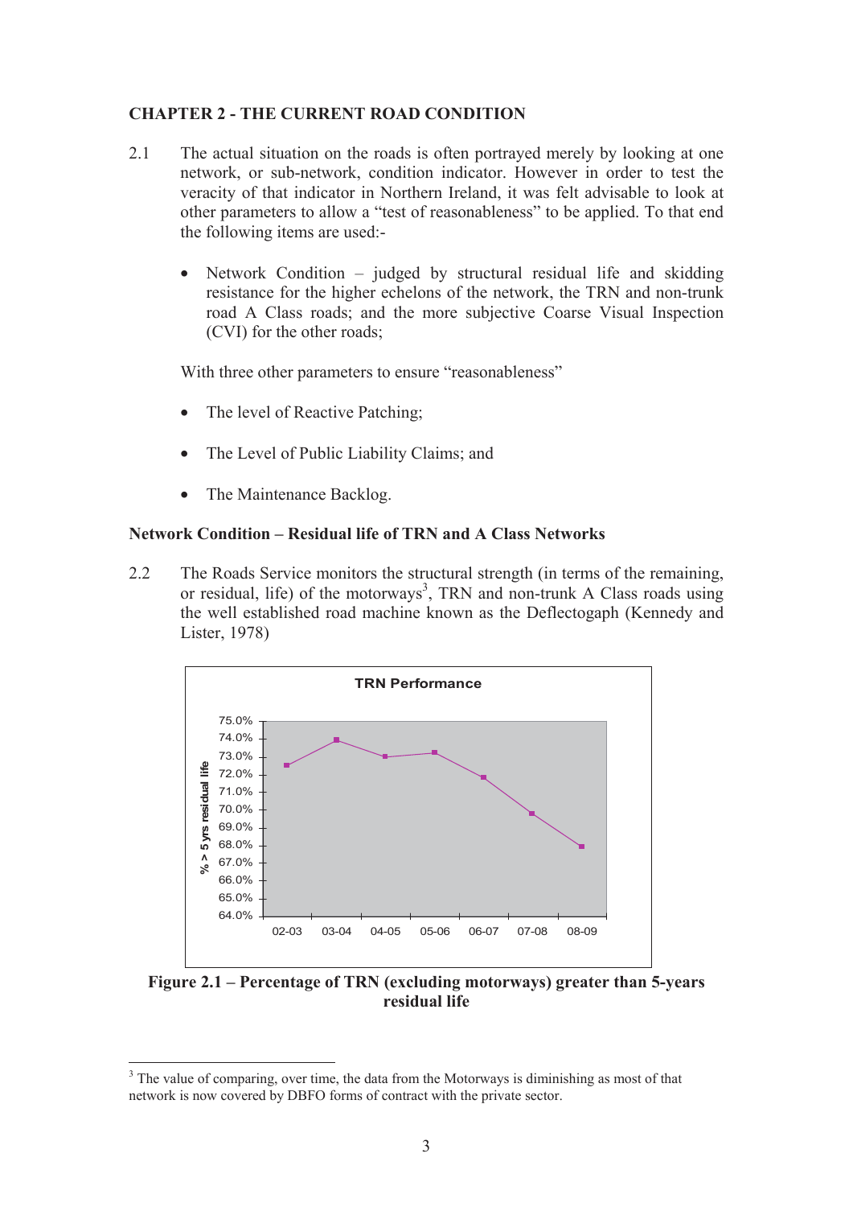## CHAPTER 2 - THE CURRENT ROAD CONDITION

2.1 The actual situation on the roads is often portrayed merely by looking at one network, or sub-network, condition indicator. However in order to test the veracity of that indicator in Northern Ireland, it was felt advisable to look at other parameters to allow a "test of reasonableness" to be applied. To that end the following items are used:-

- Network Condition – judged by structural residual life and skidding resistance for the higher echelons of the network, the TRN and non-trunk road A Class roads; and the more subjective Coarse Visual Inspection (CVI) for the other roads;

With three other parameters to ensure "reasonableness"

- The level of Reactive Patching;
- The Level of Public Liability Claims; and
- The Maintenance Backlog.

### Network Condition – Residual life of TRN and A Class Networks

2.2 The Roads Service monitors the structural strength (in terms of the remaining, or residual, life) of the motorways[3], TRN and non-trunk A Class roads using the well established road machine known as the Deflectogaph (Kennedy and Lister, 1978)

**Figure 2.1 – Percentage of TRN (excluding motorways) greater than 5-years residual life**

[3] The value of comparing, over time, the data from the Motorways is diminishing as most of that network is now covered by DBFO forms of contract with the private sector.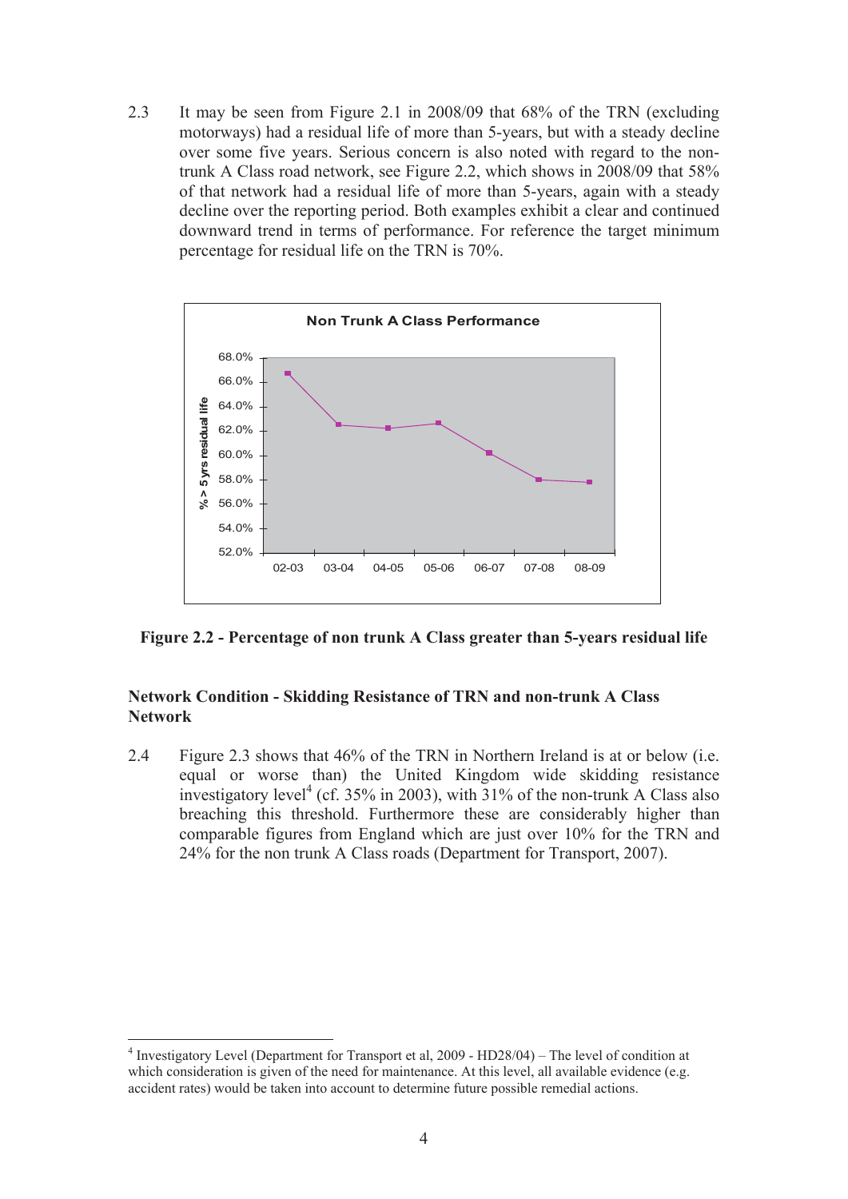2.3 It may be seen from Figure 2.1 in 2008/09 that 68% of the TRN (excluding motorways) had a residual life of more than 5-years, but with a steady decline over some five years. Serious concern is also noted with regard to the non-trunk A Class road network, see Figure 2.2, which shows in 2008/09 that 58% of that network had a residual life of more than 5-years, again with a steady decline over the reporting period. Both examples exhibit a clear and continued downward trend in terms of performance. For reference the target minimum percentage for residual life on the TRN is 70%.

**Figure 2.2 - Percentage of non trunk A Class greater than 5-years residual life**

### Network Condition - Skidding Resistance of TRN and non-trunk A Class Network

2.4 Figure 2.3 shows that 46% of the TRN in Northern Ireland is at or below (i.e. equal or worse than) the United Kingdom wide skidding resistance investigatory level[4] (cf. 35% in 2003), with 31% of the non-trunk A Class also breaching this threshold. Furthermore these are considerably higher than comparable figures from England which are just over 10% for the TRN and 24% for the non trunk A Class roads (Department for Transport, 2007).

[4] Investigatory Level (Department for Transport et al, 2009 - HD28/04) – The level of condition at which consideration is given of the need for maintenance. At this level, all available evidence (e.g. accident rates) would be taken into account to determine future possible remedial actions.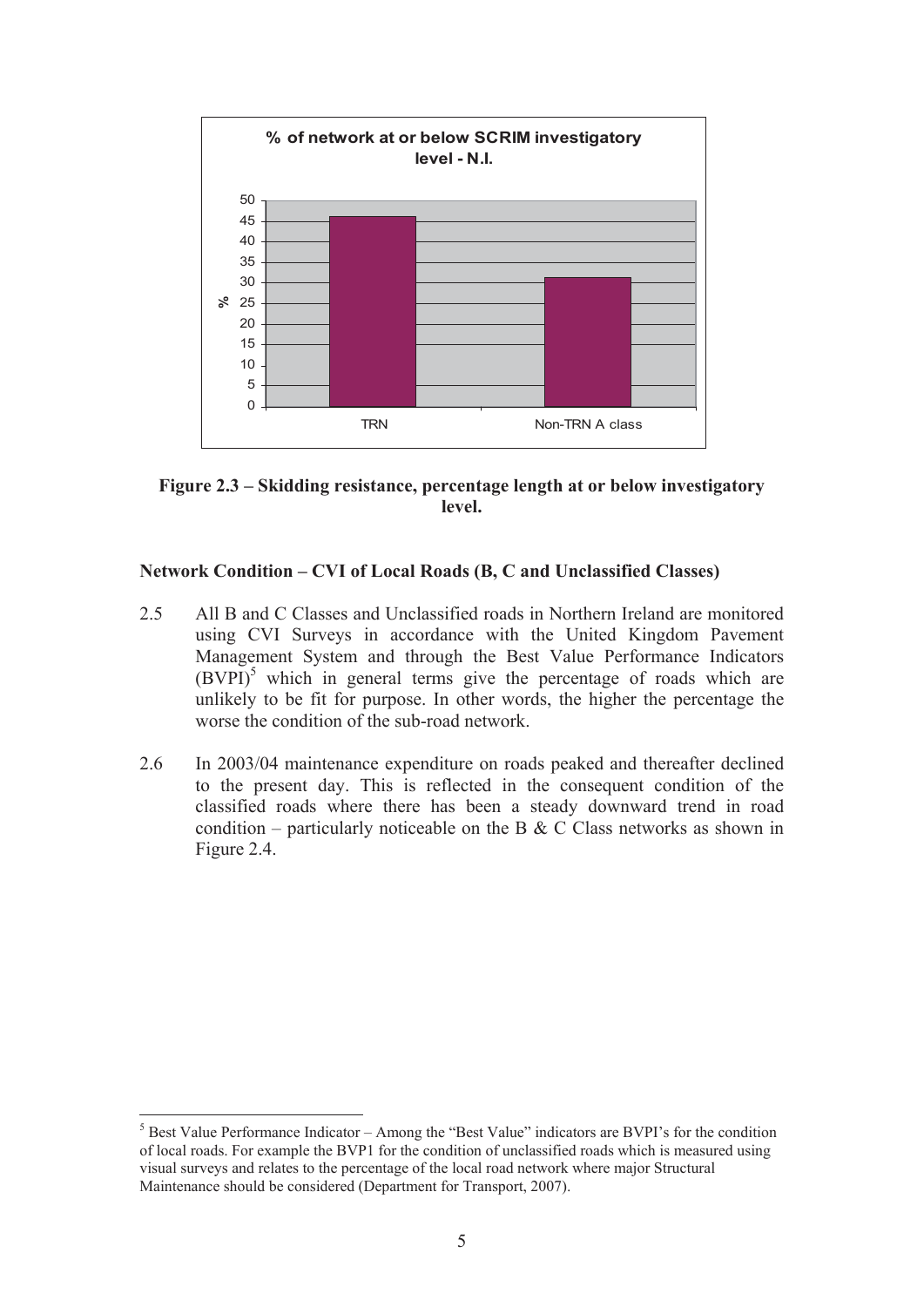**Figure 2.3 – Skidding resistance, percentage length at or below investigatory level.**

**Network Condition – CVI of Local Roads (B, C and Unclassified Classes)**

2.5 All B and C Classes and Unclassified roads in Northern Ireland are monitored using CVI Surveys in accordance with the United Kingdom Pavement Management System and through the Best Value Performance Indicators (BVPI)[5] which in general terms give the percentage of roads which are unlikely to be fit for purpose. In other words, the higher the percentage the worse the condition of the sub-road network.

2.6 In 2003/04 maintenance expenditure on roads peaked and thereafter declined to the present day. This is reflected in the consequent condition of the classified roads where there has been a steady downward trend in road condition – particularly noticeable on the B & C Class networks as shown in Figure 2.4.

[5] Best Value Performance Indicator – Among the "Best Value" indicators are BVPI's for the condition of local roads. For example the BVP1 for the condition of unclassified roads which is measured using visual surveys and relates to the percentage of the local road network where major Structural Maintenance should be considered (Department for Transport, 2007).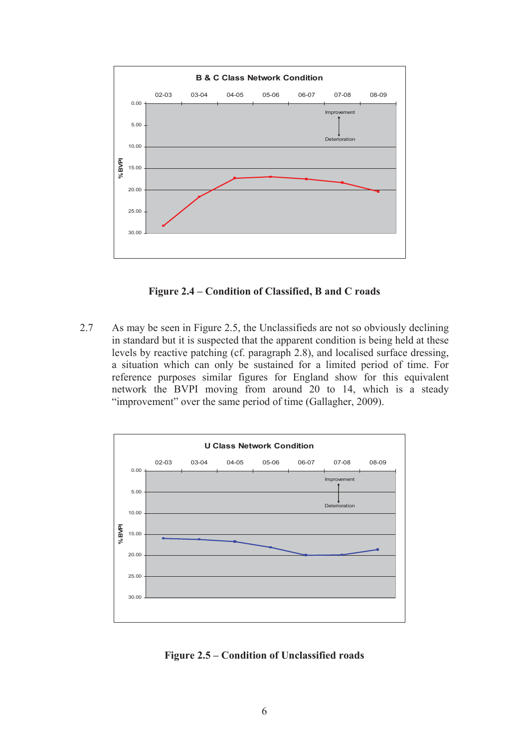**Figure 2.4 – Condition of Classified, B and C roads**

2.7 As may be seen in Figure 2.5, the Unclassifieds are not so obviously declining in standard but it is suspected that the apparent condition is being held at these levels by reactive patching (cf. paragraph 2.8), and localised surface dressing, a situation which can only be sustained for a limited period of time. For reference purposes similar figures for England show for this equivalent network the BVPI moving from around 20 to 14, which is a steady "improvement" over the same period of time (Gallagher, 2009).

**Figure 2.5 – Condition of Unclassified roads**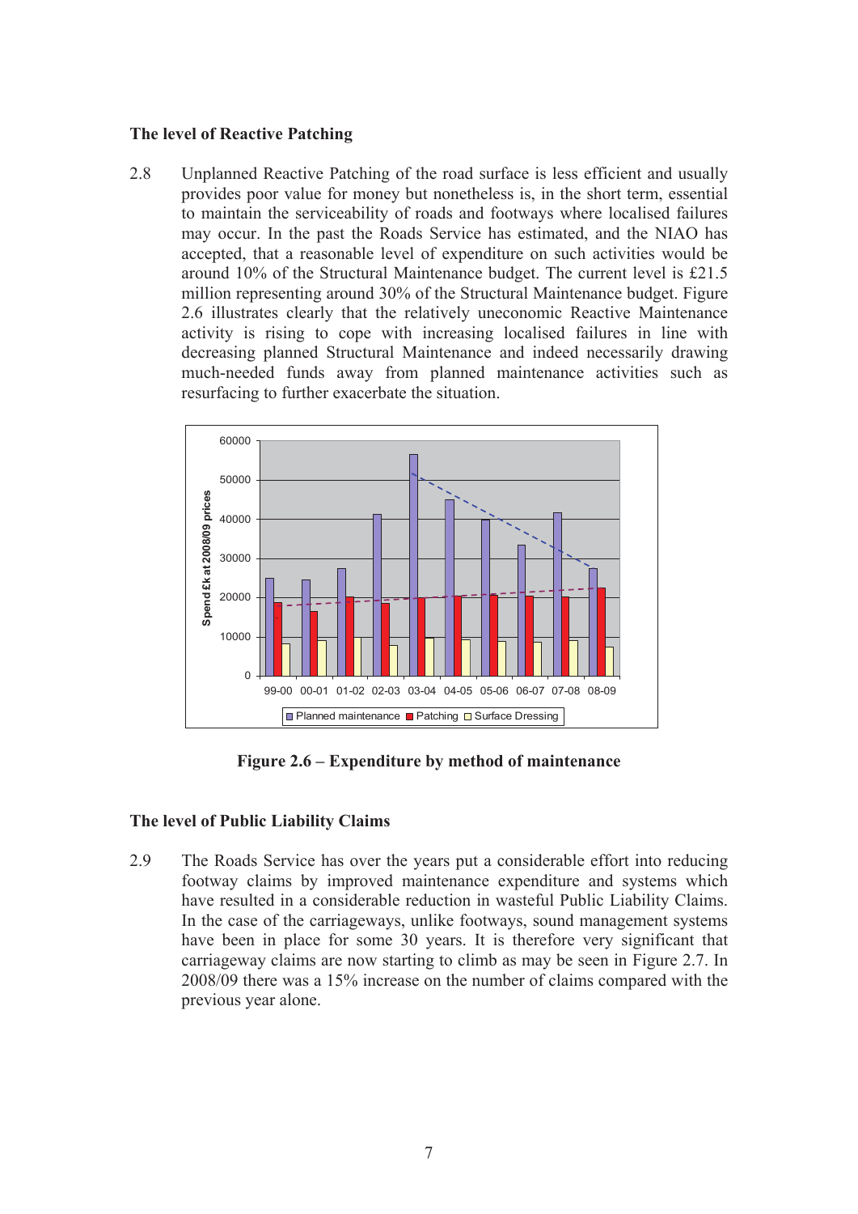### The level of Reactive Patching

2.8 Unplanned Reactive Patching of the road surface is less efficient and usually provides poor value for money but nonetheless is, in the short term, essential to maintain the serviceability of roads and footways where localised failures may occur. In the past the Roads Service has estimated, and the NIAO has accepted, that a reasonable level of expenditure on such activities would be around 10% of the Structural Maintenance budget. The current level is £21.5 million representing around 30% of the Structural Maintenance budget. Figure 2.6 illustrates clearly that the relatively uneconomic Reactive Maintenance activity is rising to cope with increasing localised failures in line with decreasing planned Structural Maintenance and indeed necessarily drawing much-needed funds away from planned maintenance activities such as resurfacing to further exacerbate the situation.

**Figure 2.6 – Expenditure by method of maintenance**

### The level of Public Liability Claims

2.9 The Roads Service has over the years put a considerable effort into reducing footway claims by improved maintenance expenditure and systems which have resulted in a considerable reduction in wasteful Public Liability Claims. In the case of the carriageways, unlike footways, sound management systems have been in place for some 30 years. It is therefore very significant that carriageway claims are now starting to climb as may be seen in Figure 2.7. In 2008/09 there was a 15% increase on the number of claims compared with the previous year alone.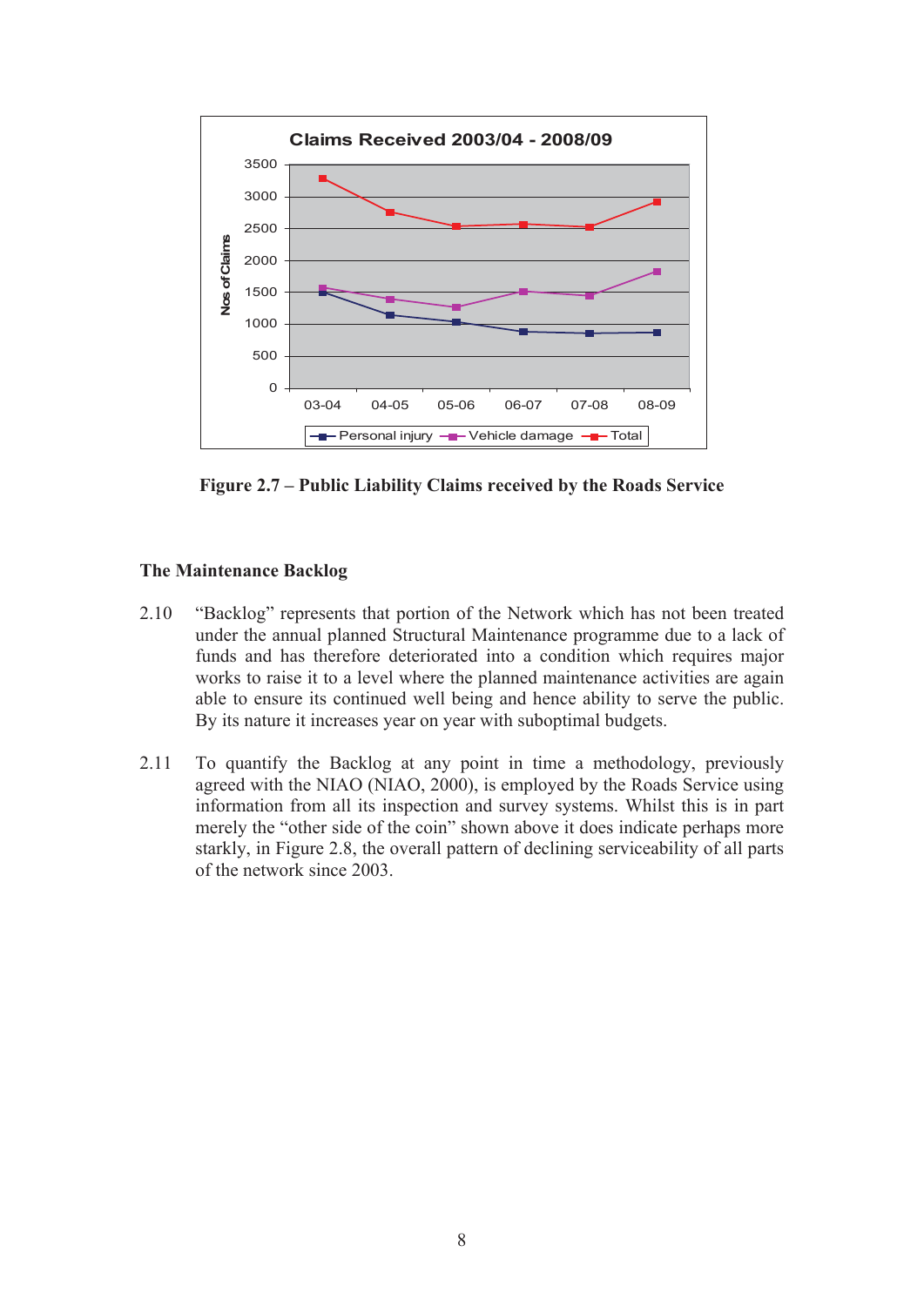Figure 2.7 – Public Liability Claims received by the Roads Service

### The Maintenance Backlog

2.10 "Backlog" represents that portion of the Network which has not been treated under the annual planned Structural Maintenance programme due to a lack of funds and has therefore deteriorated into a condition which requires major works to raise it to a level where the planned maintenance activities are again able to ensure its continued well being and hence ability to serve the public. By its nature it increases year on year with suboptimal budgets.

2.11 To quantify the Backlog at any point in time a methodology, previously agreed with the NIAO (NIAO, 2000), is employed by the Roads Service using information from all its inspection and survey systems. Whilst this is in part merely the "other side of the coin" shown above it does indicate perhaps more starkly, in Figure 2.8, the overall pattern of declining serviceability of all parts of the network since 2003.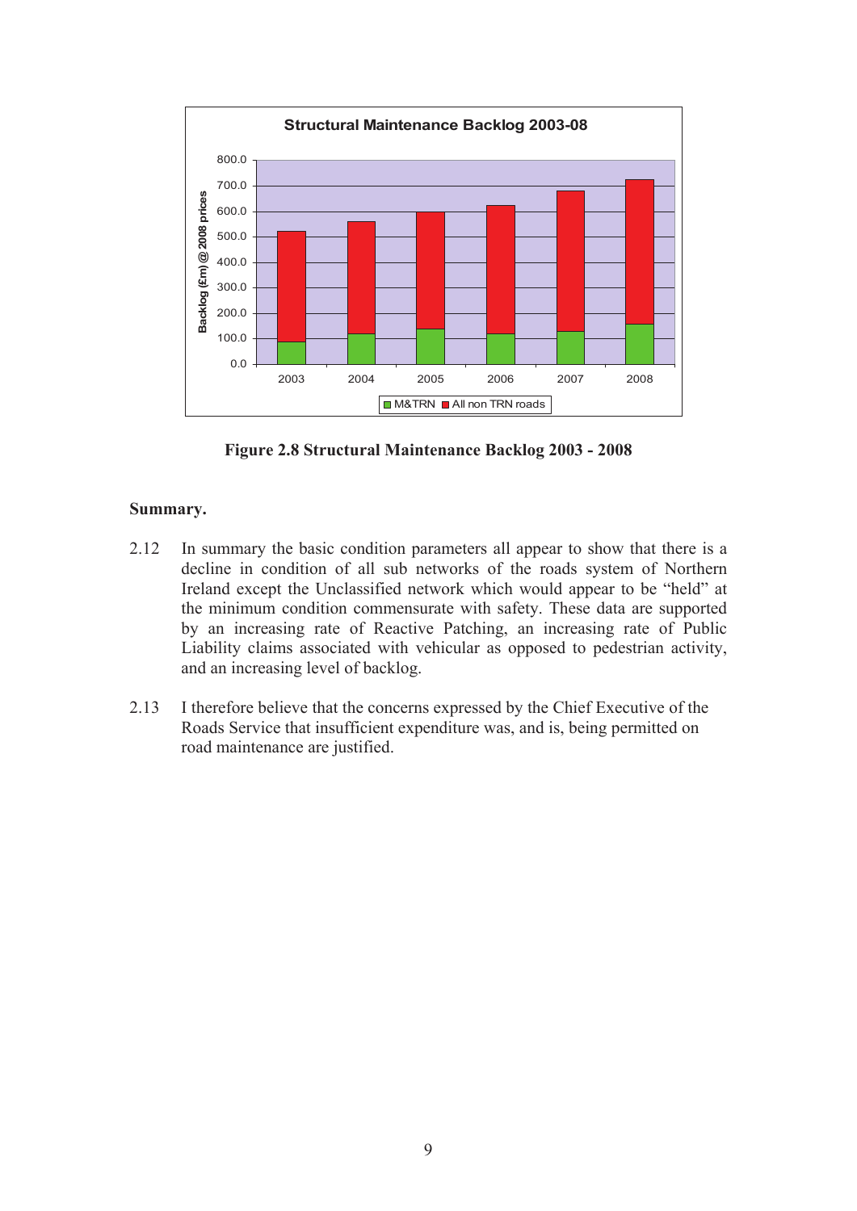**Figure 2.8 Structural Maintenance Backlog 2003 - 2008**

**Summary.**

2.12 In summary the basic condition parameters all appear to show that there is a decline in condition of all sub networks of the roads system of Northern Ireland except the Unclassified network which would appear to be "held" at the minimum condition commensurate with safety. These data are supported by an increasing rate of Reactive Patching, an increasing rate of Public Liability claims associated with vehicular as opposed to pedestrian activity, and an increasing level of backlog.

2.13 I therefore believe that the concerns expressed by the Chief Executive of the Roads Service that insufficient expenditure was, and is, being permitted on road maintenance are justified.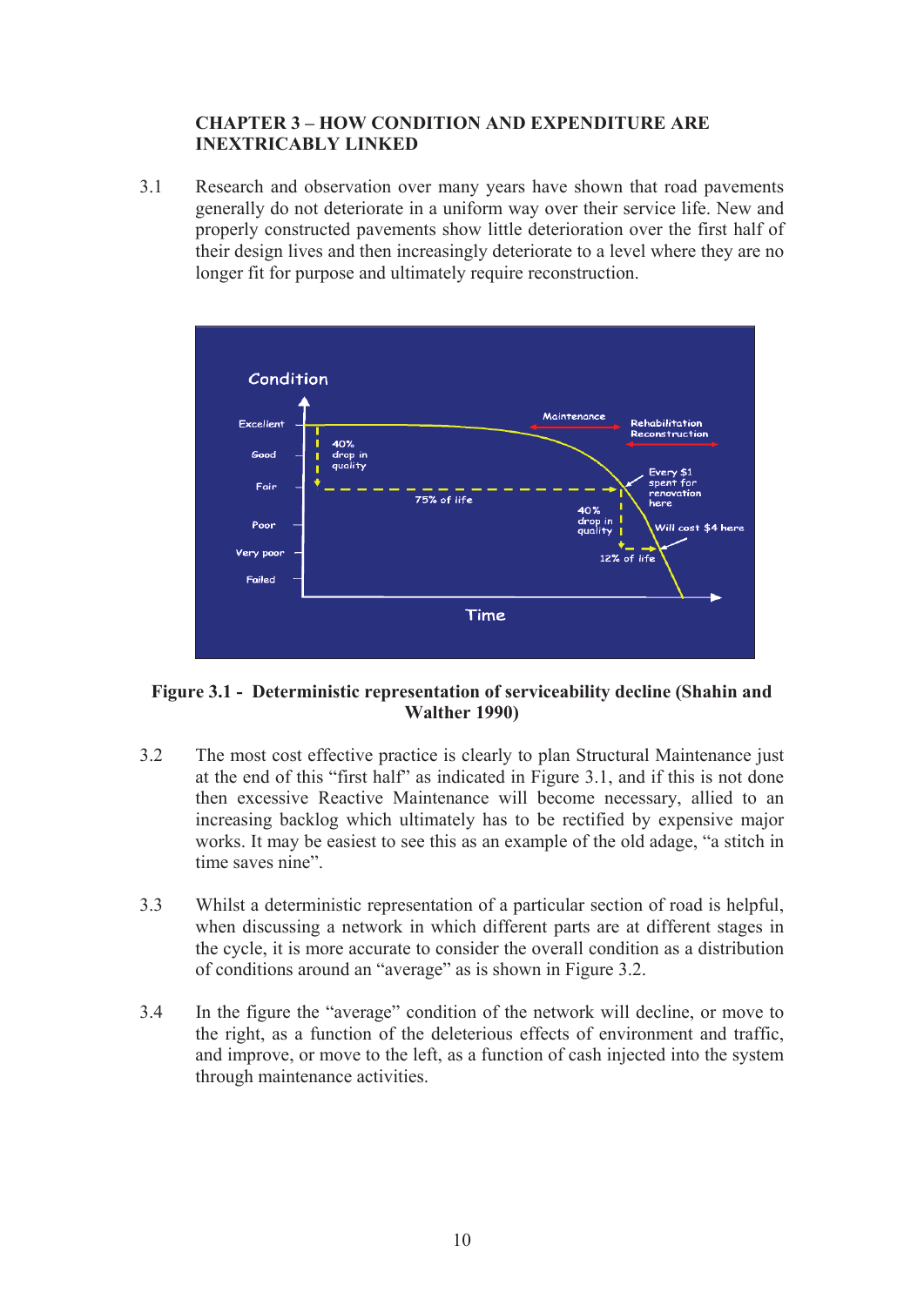## CHAPTER 3 – HOW CONDITION AND EXPENDITURE ARE INEXTRICABLY LINKED

3.1 Research and observation over many years have shown that road pavements generally do not deteriorate in a uniform way over their service life. New and properly constructed pavements show little deterioration over the first half of their design lives and then increasingly deteriorate to a level where they are no longer fit for purpose and ultimately require reconstruction.

**Figure 3.1 - Deterministic representation of serviceability decline (Shahin and Walther 1990)**

3.2 The most cost effective practice is clearly to plan Structural Maintenance just at the end of this "first half" as indicated in Figure 3.1, and if this is not done then excessive Reactive Maintenance will become necessary, allied to an increasing backlog which ultimately has to be rectified by expensive major works. It may be easiest to see this as an example of the old adage, "a stitch in time saves nine".

3.3 Whilst a deterministic representation of a particular section of road is helpful, when discussing a network in which different parts are at different stages in the cycle, it is more accurate to consider the overall condition as a distribution of conditions around an "average" as is shown in Figure 3.2.

3.4 In the figure the "average" condition of the network will decline, or move to the right, as a function of the deleterious effects of environment and traffic, and improve, or move to the left, as a function of cash injected into the system through maintenance activities.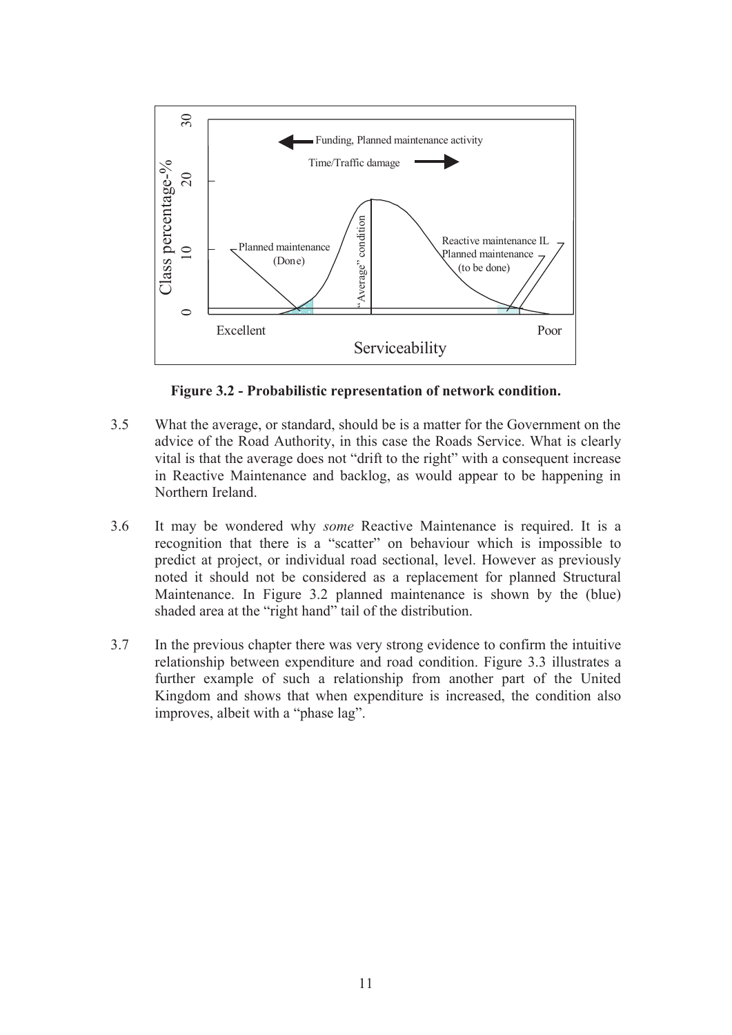**Figure 3.2 - Probabilistic representation of network condition.**

3.5 What the average, or standard, should be is a matter for the Government on the advice of the Road Authority, in this case the Roads Service. What is clearly vital is that the average does not "drift to the right" with a consequent increase in Reactive Maintenance and backlog, as would appear to be happening in Northern Ireland.

3.6 It may be wondered why *some* Reactive Maintenance is required. It is a recognition that there is a "scatter" on behaviour which is impossible to predict at project, or individual road sectional, level. However as previously noted it should not be considered as a replacement for planned Structural Maintenance. In Figure 3.2 planned maintenance is shown by the (blue) shaded area at the "right hand" tail of the distribution.

3.7 In the previous chapter there was very strong evidence to confirm the intuitive relationship between expenditure and road condition. Figure 3.3 illustrates a further example of such a relationship from another part of the United Kingdom and shows that when expenditure is increased, the condition also improves, albeit with a "phase lag".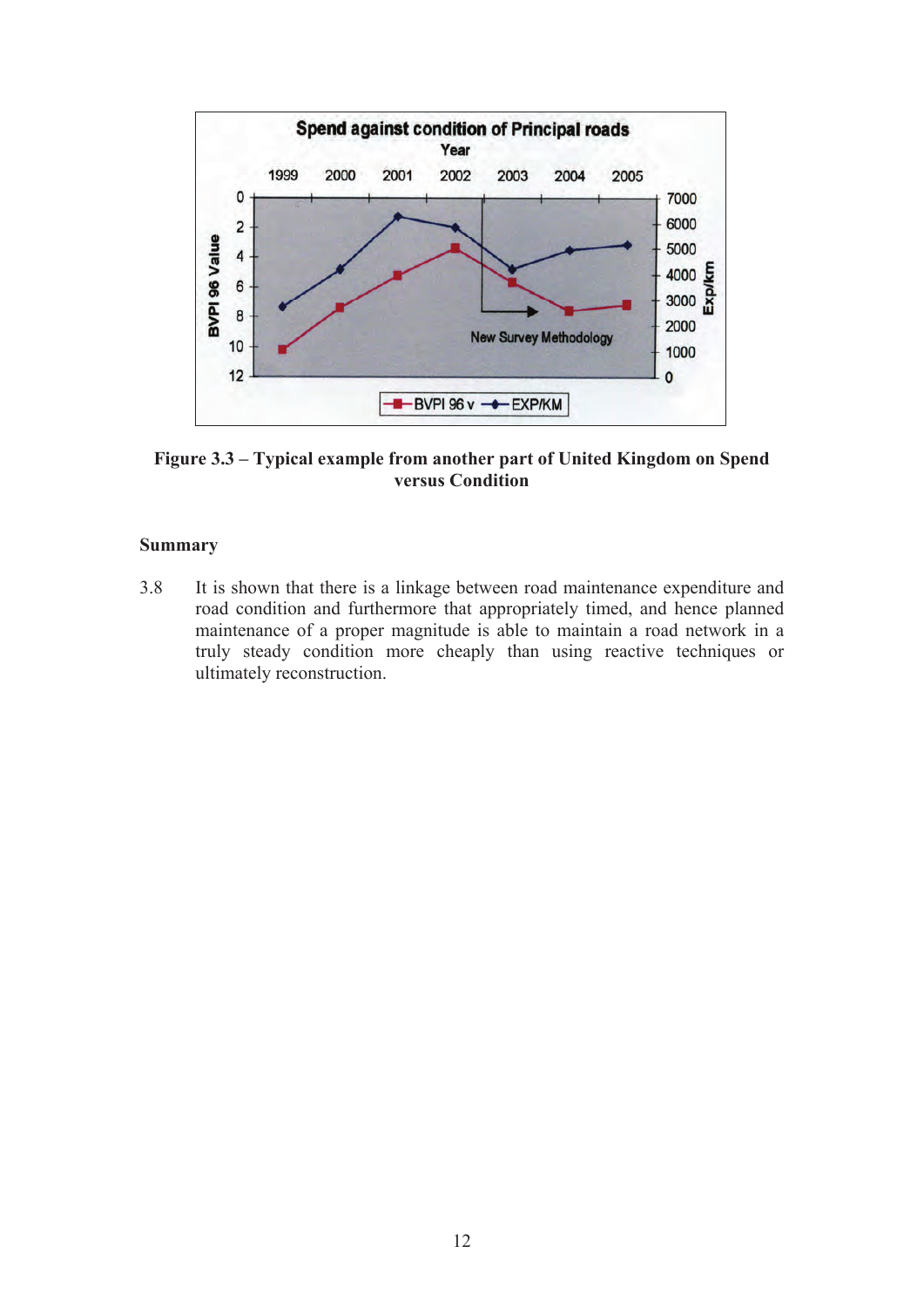**Figure 3.3 – Typical example from another part of United Kingdom on Spend versus Condition**

## Summary

3.8 It is shown that there is a linkage between road maintenance expenditure and road condition and furthermore that appropriately timed, and hence planned maintenance of a proper magnitude is able to maintain a road network in a truly steady condition more cheaply than using reactive techniques or ultimately reconstruction.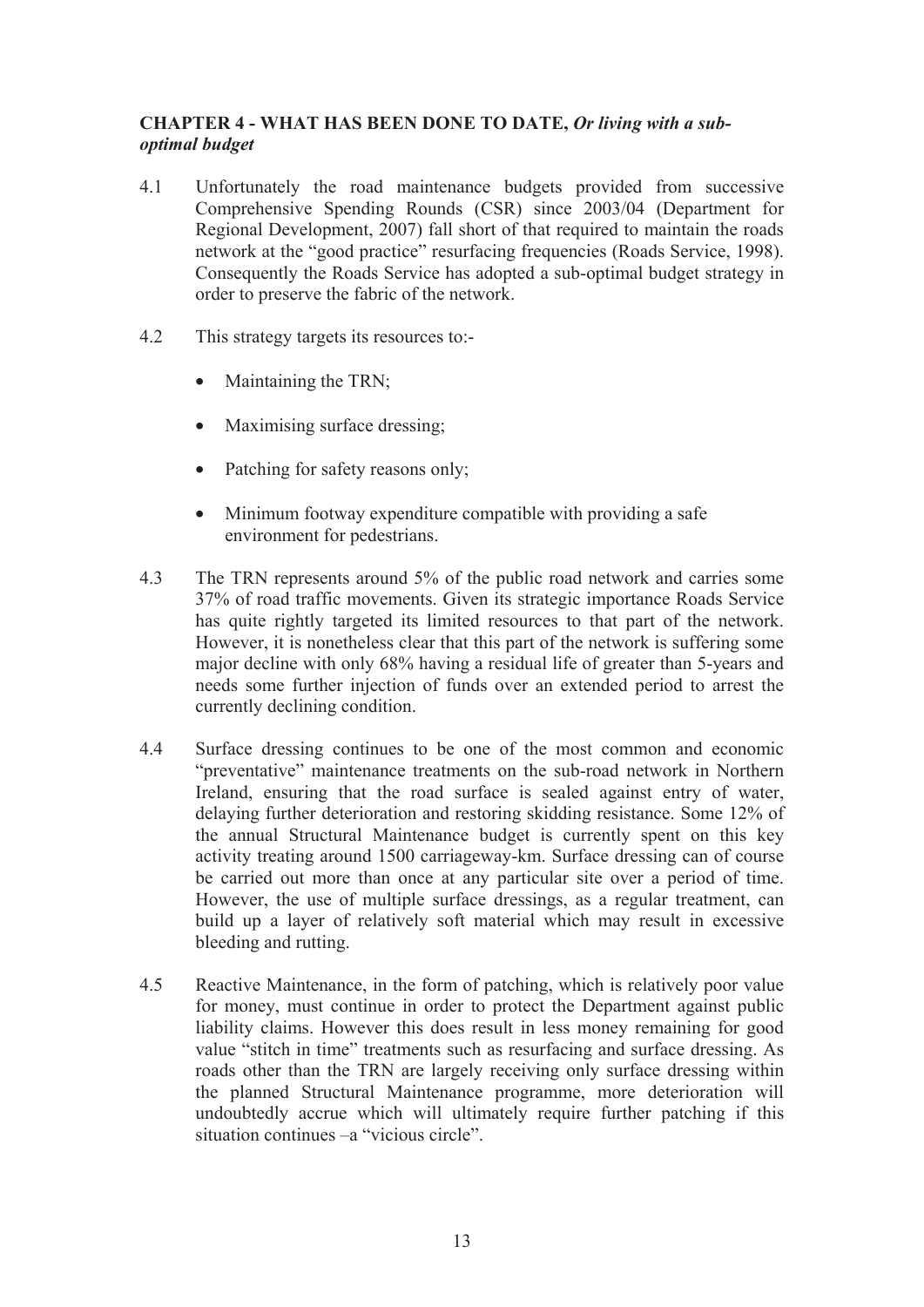## CHAPTER 4 - WHAT HAS BEEN DONE TO DATE, *Or living with a sub-optimal budget*

4.1 Unfortunately the road maintenance budgets provided from successive Comprehensive Spending Rounds (CSR) since 2003/04 (Department for Regional Development, 2007) fall short of that required to maintain the roads network at the "good practice" resurfacing frequencies (Roads Service, 1998). Consequently the Roads Service has adopted a sub-optimal budget strategy in order to preserve the fabric of the network.

4.2 This strategy targets its resources to:-

- Maintaining the TRN;
- Maximising surface dressing;
- Patching for safety reasons only;
- Minimum footway expenditure compatible with providing a safe environment for pedestrians.

4.3 The TRN represents around 5% of the public road network and carries some 37% of road traffic movements. Given its strategic importance Roads Service has quite rightly targeted its limited resources to that part of the network. However, it is nonetheless clear that this part of the network is suffering some major decline with only 68% having a residual life of greater than 5-years and needs some further injection of funds over an extended period to arrest the currently declining condition.

4.4 Surface dressing continues to be one of the most common and economic "preventative" maintenance treatments on the sub-road network in Northern Ireland, ensuring that the road surface is sealed against entry of water, delaying further deterioration and restoring skidding resistance. Some 12% of the annual Structural Maintenance budget is currently spent on this key activity treating around 1500 carriageway-km. Surface dressing can of course be carried out more than once at any particular site over a period of time. However, the use of multiple surface dressings, as a regular treatment, can build up a layer of relatively soft material which may result in excessive bleeding and rutting.

4.5 Reactive Maintenance, in the form of patching, which is relatively poor value for money, must continue in order to protect the Department against public liability claims. However this does result in less money remaining for good value "stitch in time" treatments such as resurfacing and surface dressing. As roads other than the TRN are largely receiving only surface dressing within the planned Structural Maintenance programme, more deterioration will undoubtedly accrue which will ultimately require further patching if this situation continues –a "vicious circle".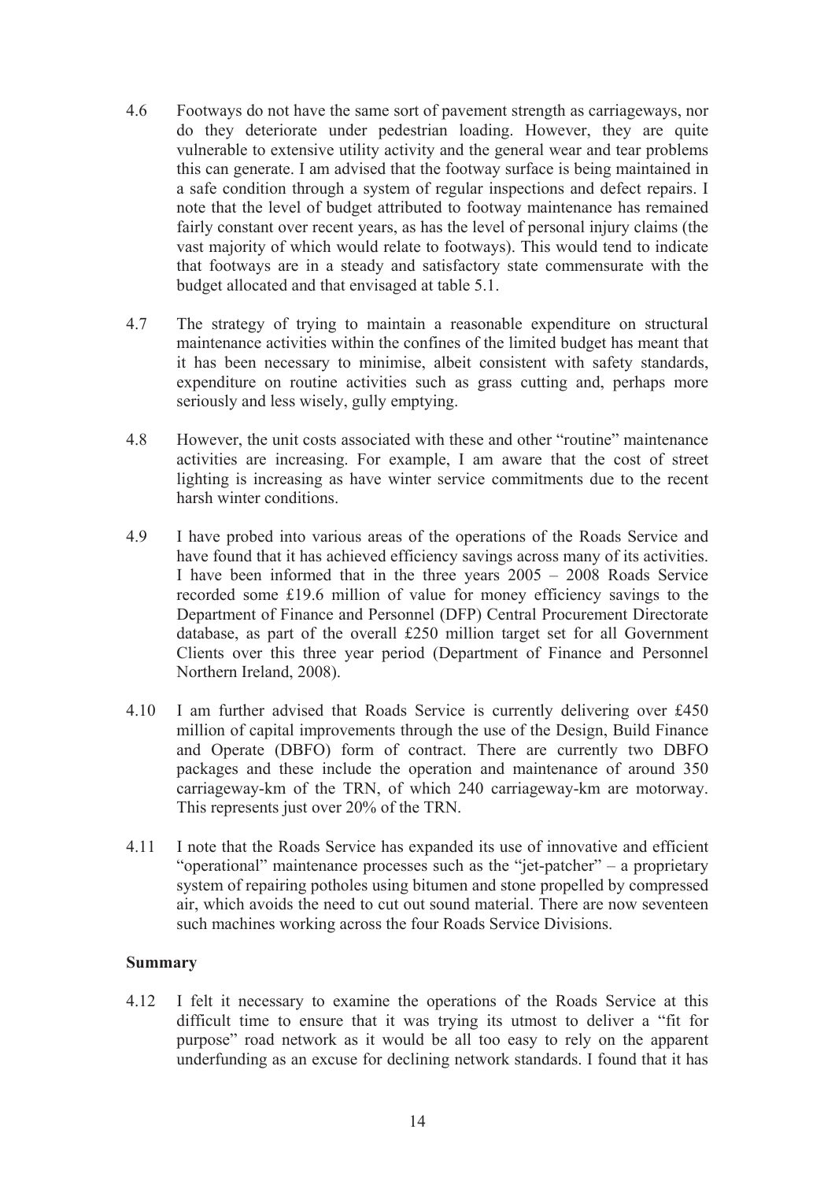4.6 Footways do not have the same sort of pavement strength as carriageways, nor do they deteriorate under pedestrian loading. However, they are quite vulnerable to extensive utility activity and the general wear and tear problems this can generate. I am advised that the footway surface is being maintained in a safe condition through a system of regular inspections and defect repairs. I note that the level of budget attributed to footway maintenance has remained fairly constant over recent years, as has the level of personal injury claims (the vast majority of which would relate to footways). This would tend to indicate that footways are in a steady and satisfactory state commensurate with the budget allocated and that envisaged at table 5.1.

4.7 The strategy of trying to maintain a reasonable expenditure on structural maintenance activities within the confines of the limited budget has meant that it has been necessary to minimise, albeit consistent with safety standards, expenditure on routine activities such as grass cutting and, perhaps more seriously and less wisely, gully emptying.

4.8 However, the unit costs associated with these and other "routine" maintenance activities are increasing. For example, I am aware that the cost of street lighting is increasing as have winter service commitments due to the recent harsh winter conditions.

4.9 I have probed into various areas of the operations of the Roads Service and have found that it has achieved efficiency savings across many of its activities. I have been informed that in the three years 2005 – 2008 Roads Service recorded some £19.6 million of value for money efficiency savings to the Department of Finance and Personnel (DFP) Central Procurement Directorate database, as part of the overall £250 million target set for all Government Clients over this three year period (Department of Finance and Personnel Northern Ireland, 2008).

4.10 I am further advised that Roads Service is currently delivering over £450 million of capital improvements through the use of the Design, Build Finance and Operate (DBFO) form of contract. There are currently two DBFO packages and these include the operation and maintenance of around 350 carriageway-km of the TRN, of which 240 carriageway-km are motorway. This represents just over 20% of the TRN.

4.11 I note that the Roads Service has expanded its use of innovative and efficient "operational" maintenance processes such as the "jet-patcher" – a proprietary system of repairing potholes using bitumen and stone propelled by compressed air, which avoids the need to cut out sound material. There are now seventeen such machines working across the four Roads Service Divisions.

**Summary**

4.12 I felt it necessary to examine the operations of the Roads Service at this difficult time to ensure that it was trying its utmost to deliver a "fit for purpose" road network as it would be all too easy to rely on the apparent underfunding as an excuse for declining network standards. I found that it has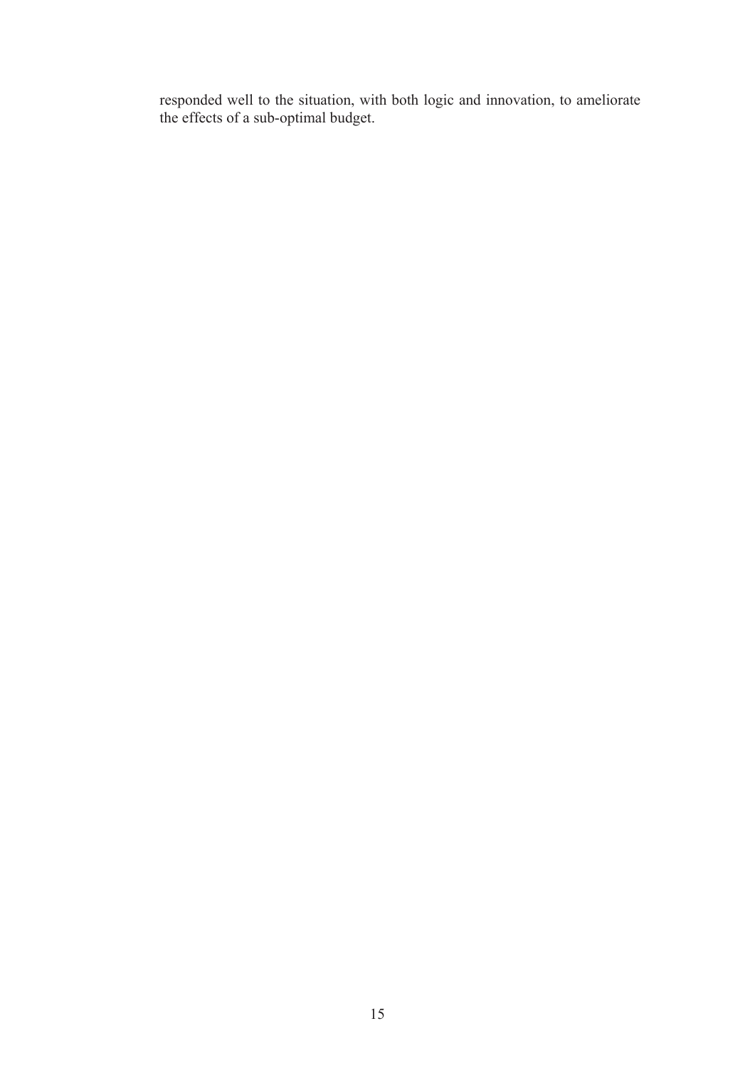responded well to the situation, with both logic and innovation, to ameliorate the effects of a sub-optimal budget.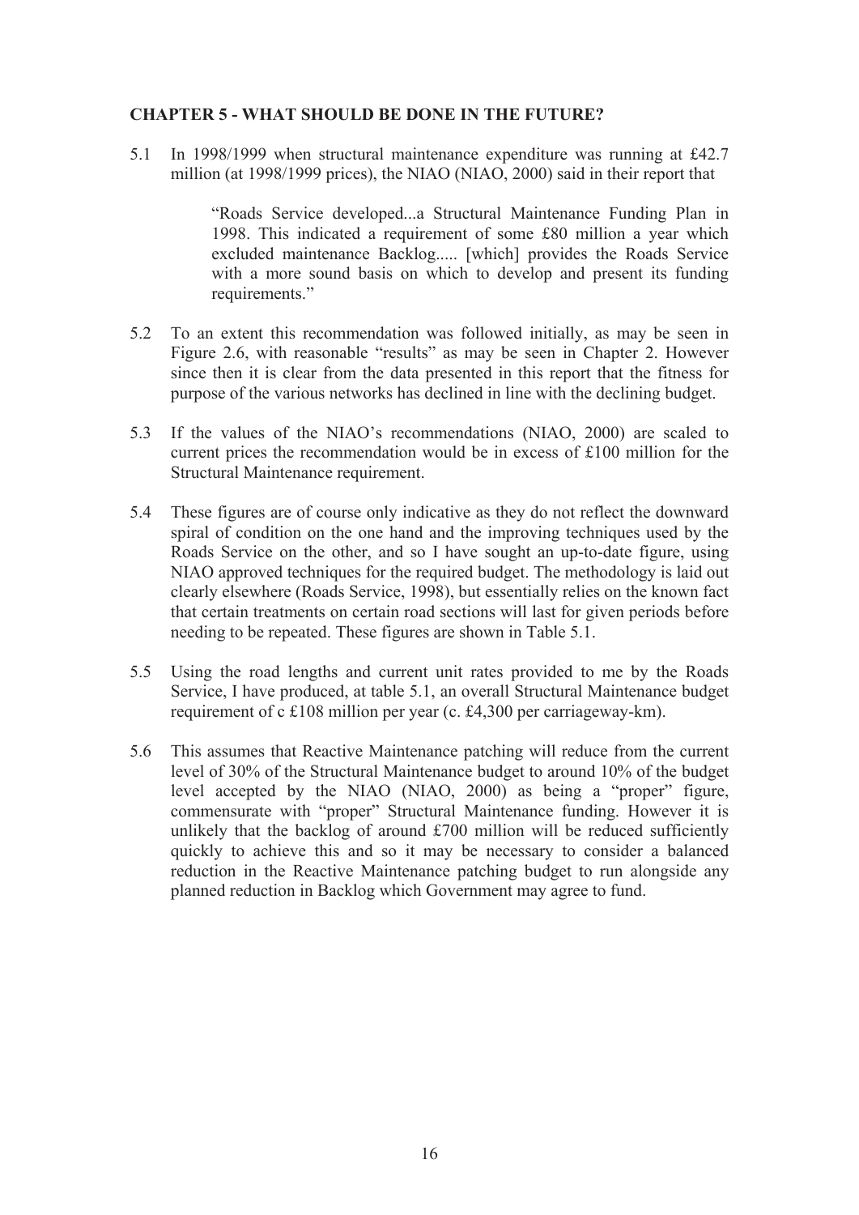## CHAPTER 5 - WHAT SHOULD BE DONE IN THE FUTURE?

5.1 In 1998/1999 when structural maintenance expenditure was running at £42.7 million (at 1998/1999 prices), the NIAO (NIAO, 2000) said in their report that

> "Roads Service developed...a Structural Maintenance Funding Plan in 1998. This indicated a requirement of some £80 million a year which excluded maintenance Backlog..... [which] provides the Roads Service with a more sound basis on which to develop and present its funding requirements."

5.2 To an extent this recommendation was followed initially, as may be seen in Figure 2.6, with reasonable "results" as may be seen in Chapter 2. However since then it is clear from the data presented in this report that the fitness for purpose of the various networks has declined in line with the declining budget.

5.3 If the values of the NIAO's recommendations (NIAO, 2000) are scaled to current prices the recommendation would be in excess of £100 million for the Structural Maintenance requirement.

5.4 These figures are of course only indicative as they do not reflect the downward spiral of condition on the one hand and the improving techniques used by the Roads Service on the other, and so I have sought an up-to-date figure, using NIAO approved techniques for the required budget. The methodology is laid out clearly elsewhere (Roads Service, 1998), but essentially relies on the known fact that certain treatments on certain road sections will last for given periods before needing to be repeated. These figures are shown in Table 5.1.

5.5 Using the road lengths and current unit rates provided to me by the Roads Service, I have produced, at table 5.1, an overall Structural Maintenance budget requirement of c £108 million per year (c. £4,300 per carriageway-km).

5.6 This assumes that Reactive Maintenance patching will reduce from the current level of 30% of the Structural Maintenance budget to around 10% of the budget level accepted by the NIAO (NIAO, 2000) as being a "proper" figure, commensurate with "proper" Structural Maintenance funding. However it is unlikely that the backlog of around £700 million will be reduced sufficiently quickly to achieve this and so it may be necessary to consider a balanced reduction in the Reactive Maintenance patching budget to run alongside any planned reduction in Backlog which Government may agree to fund.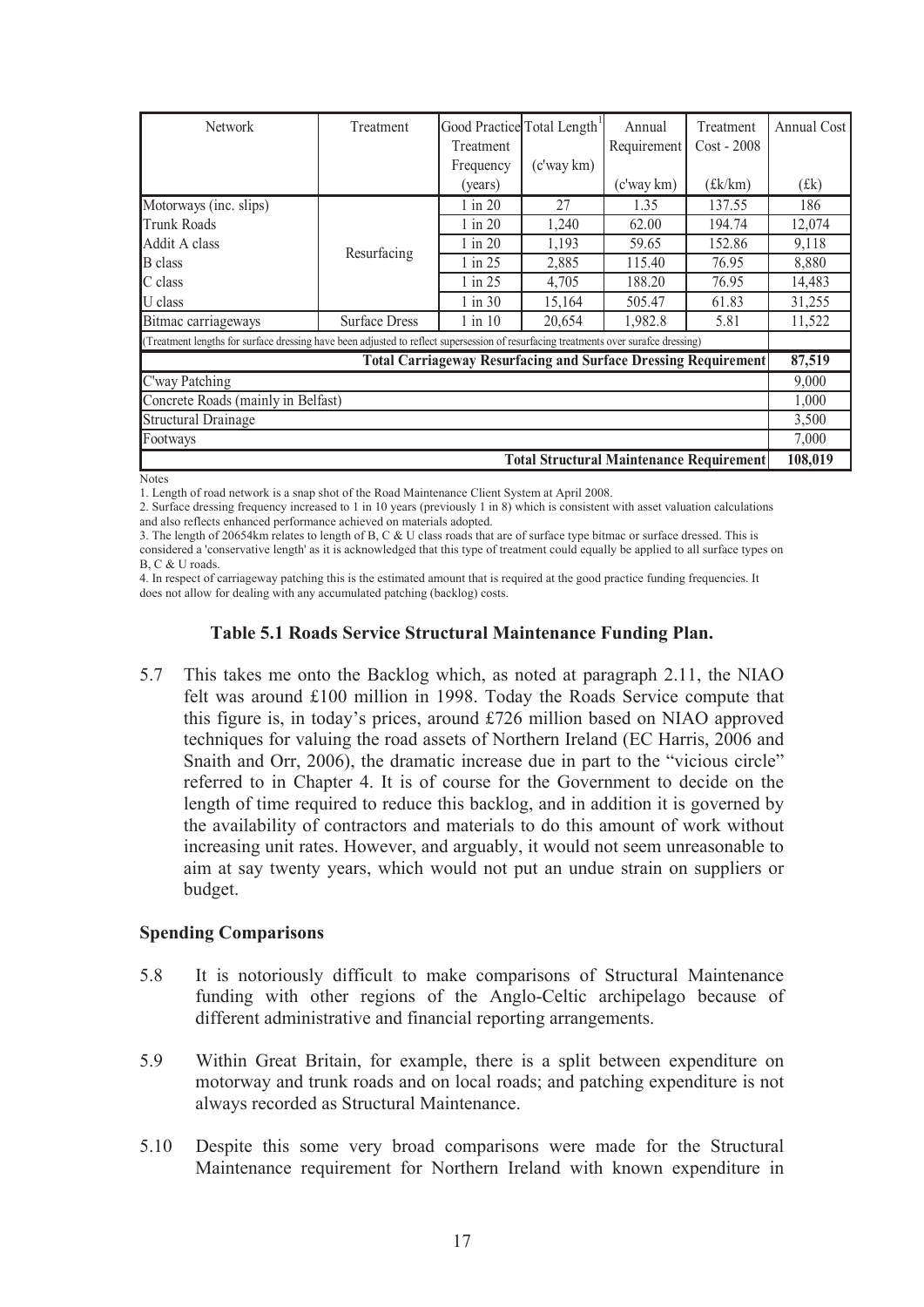| Network | Treatment | Good Practice Treatment Frequency (years) | Total Length[1] (c'way km) | Annual Requirement (c'way km) | Treatment Cost - 2008 (£k/km) | Annual Cost (£k) |
|---|---|---|---|---|---|---|
| Motorways (inc. slips) | Resurfacing | 1 in 20 | 27 | 1.35 | 137.55 | 186 |
| Trunk Roads | | 1 in 20 | 1,240 | 62.00 | 194.74 | 12,074 |
| Addit A class | | 1 in 20 | 1,193 | 59.65 | 152.86 | 9,118 |
| B class | | 1 in 25 | 2,885 | 115.40 | 76.95 | 8,880 |
| C class | | 1 in 25 | 4,705 | 188.20 | 76.95 | 14,483 |
| U class | | 1 in 30 | 15,164 | 505.47 | 61.83 | 31,255 |
| Bitmac carriageways | Surface Dress | 1 in 10 | 20,654 | 1,982.8 | 5.81 | 11,522 |
| (Treatment lengths for surface dressing have been adjusted to reflect supersession of resurfacing treatments over surafce dressing) | | | | | | |
| **Total Carriageway Resurfacing and Surface Dressing Requirement** | | | | | | **87,519** |
| C'way Patching | | | | | | 9,000 |
| Concrete Roads (mainly in Belfast) | | | | | | 1,000 |
| Structural Drainage | | | | | | 3,500 |
| Footways | | | | | | 7,000 |
| **Total Structural Maintenance Requirement** | | | | | | **108,019** |

Notes

1. Length of road network is a snap shot of the Road Maintenance Client System at April 2008.
2. Surface dressing frequency increased to 1 in 10 years (previously 1 in 8) which is consistent with asset valuation calculations and also reflects enhanced performance achieved on materials adopted.
3. The length of 20654km relates to length of B, C & U class roads that are of surface type bitmac or surface dressed. This is considered a 'conservative length' as it is acknowledged that this type of treatment could equally be applied to all surface types on B, C & U roads.
4. In respect of carriageway patching this is the estimated amount that is required at the good practice funding frequencies. It does not allow for dealing with any accumulated patching (backlog) costs.

**Table 5.1 Roads Service Structural Maintenance Funding Plan.**

5.7 This takes me onto the Backlog which, as noted at paragraph 2.11, the NIAO felt was around £100 million in 1998. Today the Roads Service compute that this figure is, in today's prices, around £726 million based on NIAO approved techniques for valuing the road assets of Northern Ireland (EC Harris, 2006 and Snaith and Orr, 2006), the dramatic increase due in part to the "vicious circle" referred to in Chapter 4. It is of course for the Government to decide on the length of time required to reduce this backlog, and in addition it is governed by the availability of contractors and materials to do this amount of work without increasing unit rates. However, and arguably, it would not seem unreasonable to aim at say twenty years, which would not put an undue strain on suppliers or budget.

### Spending Comparisons

5.8 It is notoriously difficult to make comparisons of Structural Maintenance funding with other regions of the Anglo-Celtic archipelago because of different administrative and financial reporting arrangements.

5.9 Within Great Britain, for example, there is a split between expenditure on motorway and trunk roads and on local roads; and patching expenditure is not always recorded as Structural Maintenance.

5.10 Despite this some very broad comparisons were made for the Structural Maintenance requirement for Northern Ireland with known expenditure in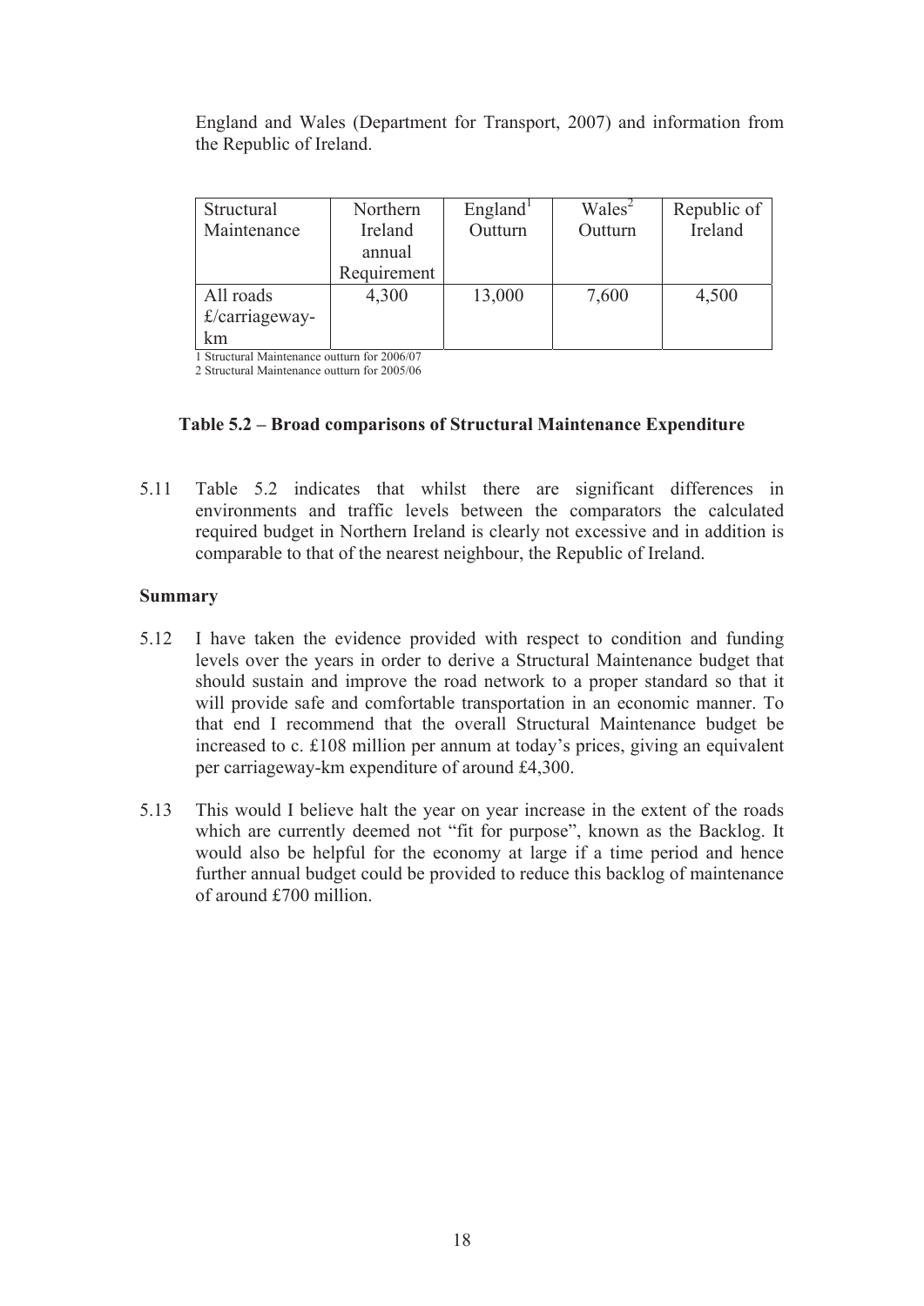England and Wales (Department for Transport, 2007) and information from the Republic of Ireland.

| Structural Maintenance | Northern Ireland annual Requirement | England[1] Outturn | Wales[2] Outturn | Republic of Ireland |
|---|---|---|---|---|
| All roads £/carriageway-km | 4,300 | 13,000 | 7,600 | 4,500 |

1 Structural Maintenance outturn for 2006/07
2 Structural Maintenance outturn for 2005/06

**Table 5.2 – Broad comparisons of Structural Maintenance Expenditure**

5.11 Table 5.2 indicates that whilst there are significant differences in environments and traffic levels between the comparators the calculated required budget in Northern Ireland is clearly not excessive and in addition is comparable to that of the nearest neighbour, the Republic of Ireland.

**Summary**

5.12 I have taken the evidence provided with respect to condition and funding levels over the years in order to derive a Structural Maintenance budget that should sustain and improve the road network to a proper standard so that it will provide safe and comfortable transportation in an economic manner. To that end I recommend that the overall Structural Maintenance budget be increased to c. £108 million per annum at today's prices, giving an equivalent per carriageway-km expenditure of around £4,300.

5.13 This would I believe halt the year on year increase in the extent of the roads which are currently deemed not "fit for purpose", known as the Backlog. It would also be helpful for the economy at large if a time period and hence further annual budget could be provided to reduce this backlog of maintenance of around £700 million.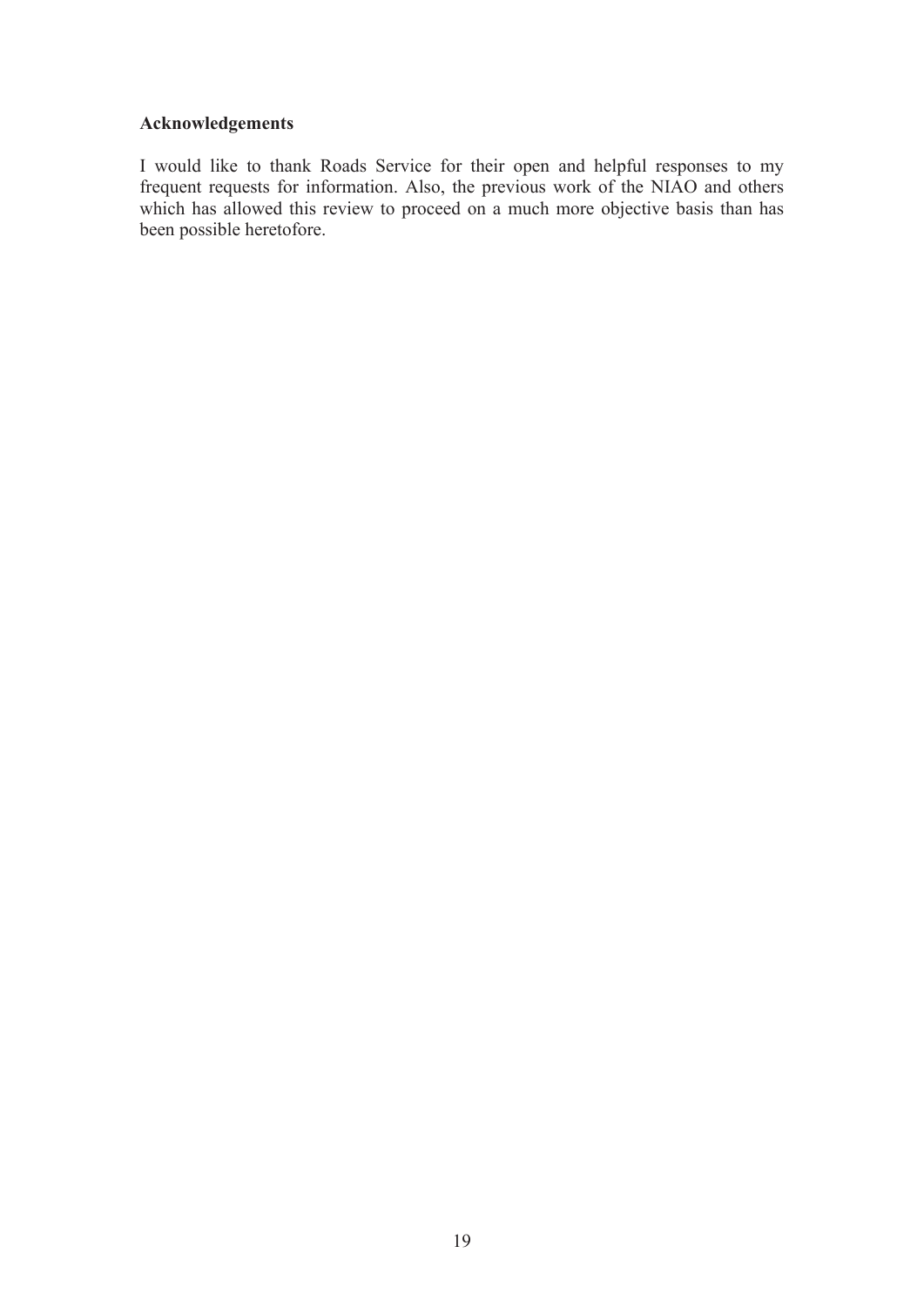**Acknowledgements**

I would like to thank Roads Service for their open and helpful responses to my frequent requests for information. Also, the previous work of the NIAO and others which has allowed this review to proceed on a much more objective basis than has been possible heretofore.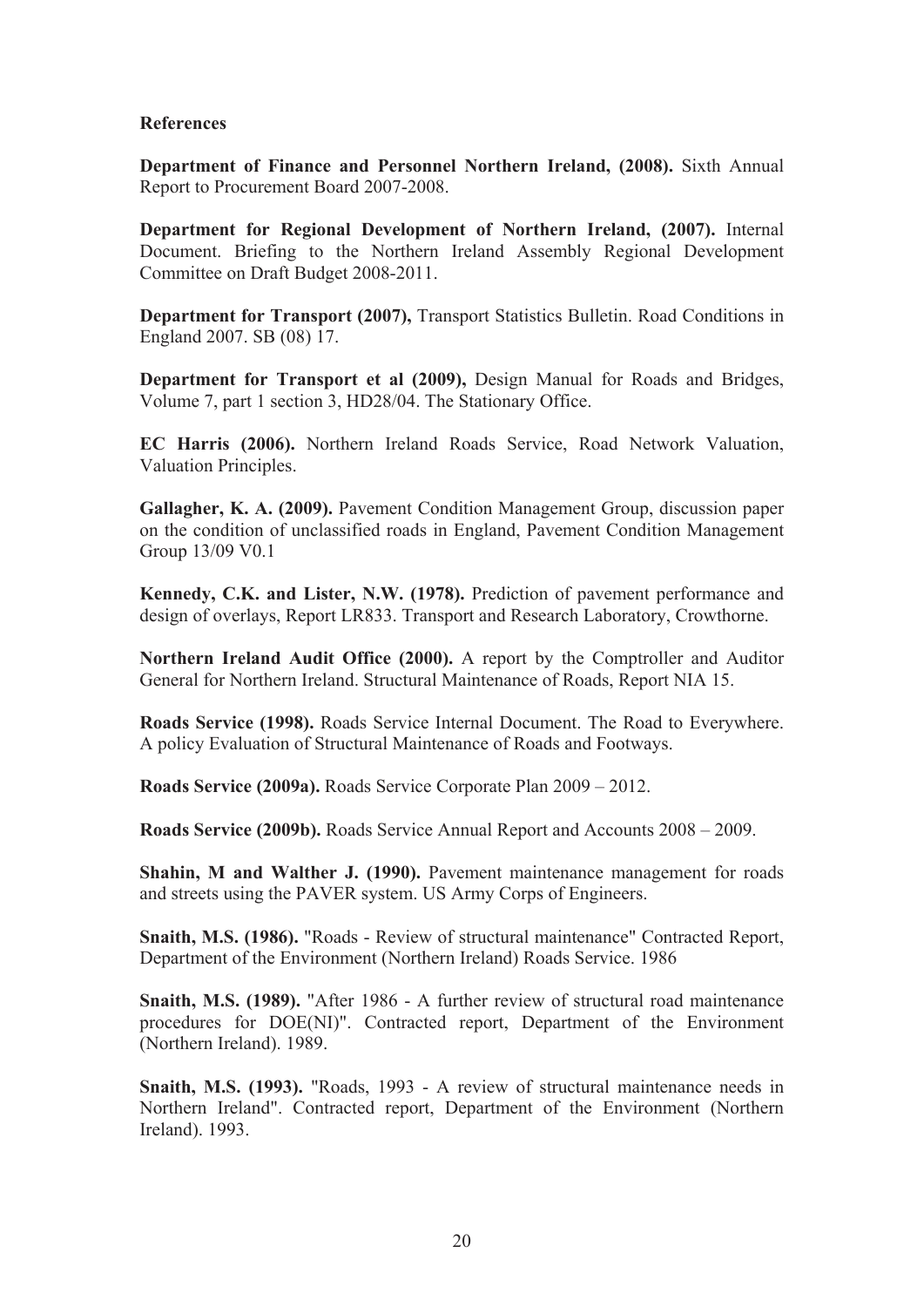**References**

**Department of Finance and Personnel Northern Ireland, (2008).** Sixth Annual Report to Procurement Board 2007-2008.

**Department for Regional Development of Northern Ireland, (2007).** Internal Document. Briefing to the Northern Ireland Assembly Regional Development Committee on Draft Budget 2008-2011.

**Department for Transport (2007),** Transport Statistics Bulletin. Road Conditions in England 2007. SB (08) 17.

**Department for Transport et al (2009),** Design Manual for Roads and Bridges, Volume 7, part 1 section 3, HD28/04. The Stationary Office.

**EC Harris (2006).** Northern Ireland Roads Service, Road Network Valuation, Valuation Principles.

**Gallagher, K. A. (2009).** Pavement Condition Management Group, discussion paper on the condition of unclassified roads in England, Pavement Condition Management Group 13/09 V0.1

**Kennedy, C.K. and Lister, N.W. (1978).** Prediction of pavement performance and design of overlays, Report LR833. Transport and Research Laboratory, Crowthorne.

**Northern Ireland Audit Office (2000).** A report by the Comptroller and Auditor General for Northern Ireland. Structural Maintenance of Roads, Report NIA 15.

**Roads Service (1998).** Roads Service Internal Document. The Road to Everywhere. A policy Evaluation of Structural Maintenance of Roads and Footways.

**Roads Service (2009a).** Roads Service Corporate Plan 2009 – 2012.

**Roads Service (2009b).** Roads Service Annual Report and Accounts 2008 – 2009.

**Shahin, M and Walther J. (1990).** Pavement maintenance management for roads and streets using the PAVER system. US Army Corps of Engineers.

**Snaith, M.S. (1986).** "Roads - Review of structural maintenance" Contracted Report, Department of the Environment (Northern Ireland) Roads Service. 1986

**Snaith, M.S. (1989).** "After 1986 - A further review of structural road maintenance procedures for DOE(NI)". Contracted report, Department of the Environment (Northern Ireland). 1989.

**Snaith, M.S. (1993).** "Roads, 1993 - A review of structural maintenance needs in Northern Ireland". Contracted report, Department of the Environment (Northern Ireland). 1993.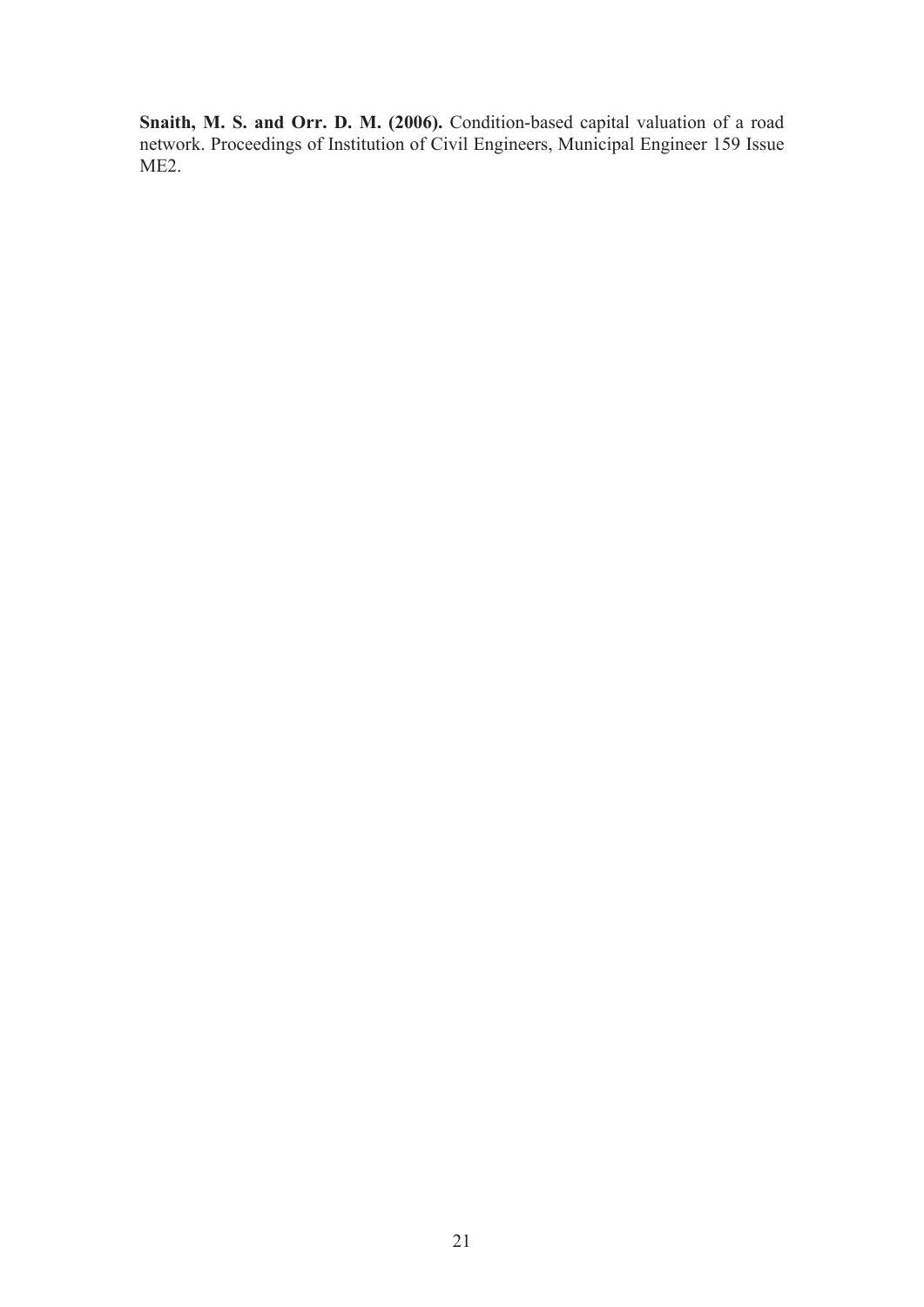**Snaith, M. S. and Orr. D. M. (2006).** Condition-based capital valuation of a road network. Proceedings of Institution of Civil Engineers, Municipal Engineer 159 Issue ME2.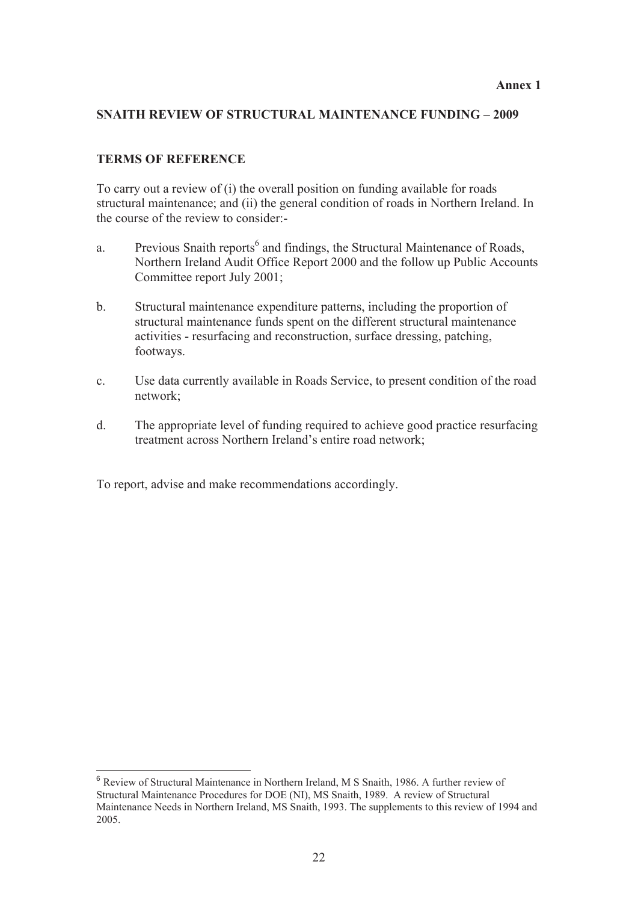**Annex 1**

## SNAITH REVIEW OF STRUCTURAL MAINTENANCE FUNDING – 2009

### TERMS OF REFERENCE

To carry out a review of (i) the overall position on funding available for roads structural maintenance; and (ii) the general condition of roads in Northern Ireland. In the course of the review to consider:-

a. Previous Snaith reports[6] and findings, the Structural Maintenance of Roads, Northern Ireland Audit Office Report 2000 and the follow up Public Accounts Committee report July 2001;

b. Structural maintenance expenditure patterns, including the proportion of structural maintenance funds spent on the different structural maintenance activities - resurfacing and reconstruction, surface dressing, patching, footways.

c. Use data currently available in Roads Service, to present condition of the road network;

d. The appropriate level of funding required to achieve good practice resurfacing treatment across Northern Ireland's entire road network;

To report, advise and make recommendations accordingly.

---

[6] Review of Structural Maintenance in Northern Ireland, M S Snaith, 1986. A further review of Structural Maintenance Procedures for DOE (NI), MS Snaith, 1989. A review of Structural Maintenance Needs in Northern Ireland, MS Snaith, 1993. The supplements to this review of 1994 and 2005.